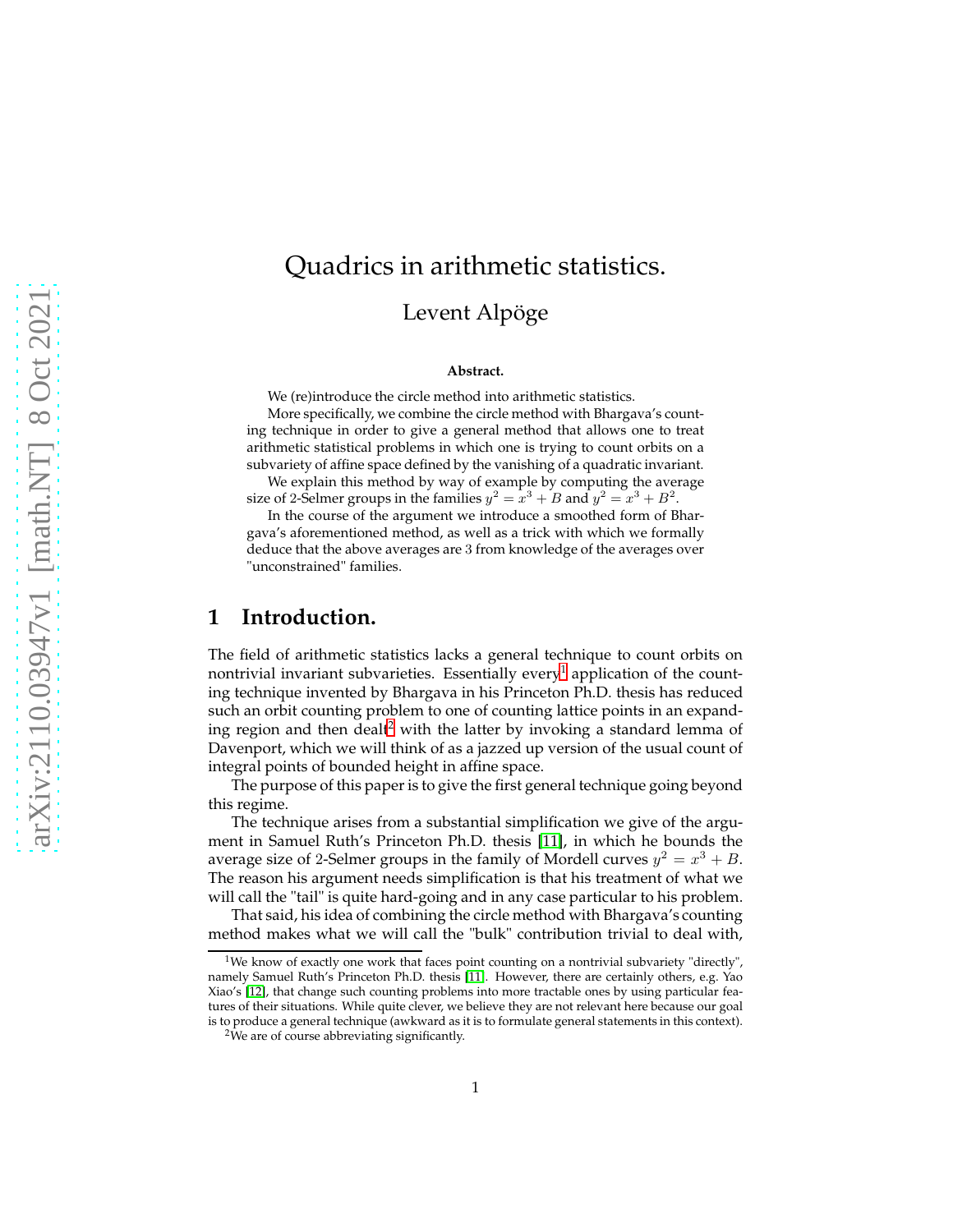# Quadrics in arithmetic statistics.

Levent Alpöge

**Abstract.**

We (re)introduce the circle method into arithmetic statistics.

More specifically, we combine the circle method with Bhargava's counting technique in order to give a general method that allows one to treat arithmetic statistical problems in which one is trying to count orbits on a subvariety of affine space defined by the vanishing of a quadratic invariant.

We explain this method by way of example by computing the average size of 2-Selmer groups in the families $y^2 = x^3 + B$ and $y^2 = x^3 + B^2$.

In the course of the argument we introduce a smoothed form of Bhargava's aforementioned method, as well as a trick with which we formally deduce that the above averages are 3 from knowledge of the averages over "unconstrained" families.

## 1 Introduction.

The field of arithmetic statistics lacks a general technique to count orbits on nontrivial invariant subvarieties. Essentially every[1] application of the counting technique invented by Bhargava in his Princeton Ph.D. thesis has reduced such an orbit counting problem to one of counting lattice points in an expanding region and then dealt[2] with the latter by invoking a standard lemma of Davenport, which we will think of as a jazzed up version of the usual count of integral points of bounded height in affine space.

The purpose of this paper is to give the first general technique going beyond this regime.

The technique arises from a substantial simplification we give of the argument in Samuel Ruth's Princeton Ph.D. thesis [11], in which he bounds the average size of 2-Selmer groups in the family of Mordell curves $y^2 = x^3 + B$. The reason his argument needs simplification is that his treatment of what we will call the "tail" is quite hard-going and in any case particular to his problem.

That said, his idea of combining the circle method with Bhargava's counting method makes what we will call the "bulk" contribution trivial to deal with,

[1] We know of exactly one work that faces point counting on a nontrivial subvariety "directly", namely Samuel Ruth's Princeton Ph.D. thesis [11]. However, there are certainly others, e.g. Yao Xiao's [12], that change such counting problems into more tractable ones by using particular features of their situations. While quite clever, we believe they are not relevant here because our goal is to produce a general technique (awkward as it is to formulate general statements in this context).

[2] We are of course abbreviating significantly.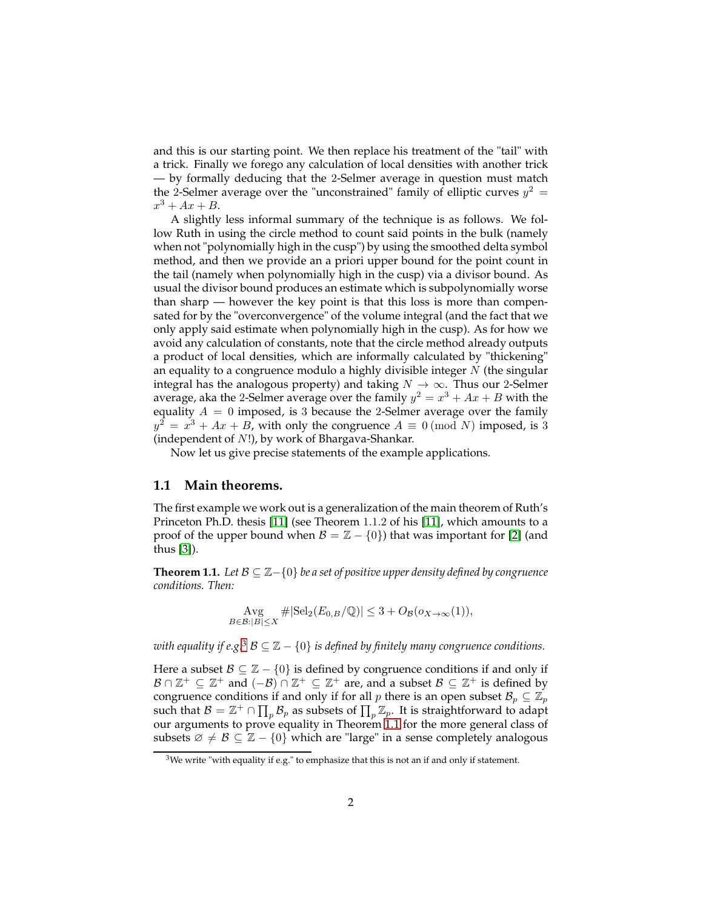and this is our starting point. We then replace his treatment of the "tail" with a trick. Finally we forego any calculation of local densities with another trick — by formally deducing that the 2-Selmer average in question must match the 2-Selmer average over the "unconstrained" family of elliptic curves $y^2 = x^3 + Ax + B$.

A slightly less informal summary of the technique is as follows. We follow Ruth in using the circle method to count said points in the bulk (namely when not "polynomially high in the cusp") by using the smoothed delta symbol method, and then we provide an a priori upper bound for the point count in the tail (namely when polynomially high in the cusp) via a divisor bound. As usual the divisor bound produces an estimate which is subpolynomially worse than sharp — however the key point is that this loss is more than compensated for by the "overconvergence" of the volume integral (and the fact that we only apply said estimate when polynomially high in the cusp). As for how we avoid any calculation of constants, note that the circle method already outputs a product of local densities, which are informally calculated by "thickening" an equality to a congruence modulo a highly divisible integer $N$ (the singular integral has the analogous property) and taking $N \to \infty$. Thus our 2-Selmer average, aka the 2-Selmer average over the family $y^2 = x^3 + Ax + B$ with the equality $A = 0$ imposed, is 3 because the 2-Selmer average over the family $y^2 = x^3 + Ax + B$, with only the congruence $A \equiv 0 \pmod{N}$ imposed, is 3 (independent of $N$!), by work of Bhargava-Shankar.

Now let us give precise statements of the example applications.

### 1.1 Main theorems.

The first example we work out is a generalization of the main theorem of Ruth's Princeton Ph.D. thesis [11] (see Theorem 1.1.2 of his [11], which amounts to a proof of the upper bound when $\mathcal{B} = \mathbb{Z} - \{0\}$) that was important for [2] (and thus [3]).

**Theorem 1.1.** *Let $\mathcal{B} \subseteq \mathbb{Z} - \{0\}$ be a set of positive upper density defined by congruence conditions. Then:*

$$\operatorname*{Avg}_{B \in \mathcal{B}: |B| \leq X} \#|\mathrm{Sel}_2(E_{0,B}/\mathbb{Q})| \leq 3 + O_{\mathcal{B}}(o_{X\to\infty}(1)),$$

*with equality if e.g.*[3] *$\mathcal{B} \subseteq \mathbb{Z} - \{0\}$ is defined by finitely many congruence conditions.*

Here a subset $\mathcal{B} \subseteq \mathbb{Z} - \{0\}$ is defined by congruence conditions if and only if $\mathcal{B} \cap \mathbb{Z}^+ \subseteq \mathbb{Z}^+$ and $(-\mathcal{B}) \cap \mathbb{Z}^+ \subseteq \mathbb{Z}^+$ are, and a subset $\mathcal{B} \subseteq \mathbb{Z}^+$ is defined by congruence conditions if and only if for all $p$ there is an open subset $\mathcal{B}_p \subseteq \mathbb{Z}_p$ such that $\mathcal{B} = \mathbb{Z}^+ \cap \prod_p \mathcal{B}_p$ as subsets of $\prod_p \mathbb{Z}_p$. It is straightforward to adapt our arguments to prove equality in Theorem 1.1 for the more general class of subsets $\varnothing \neq \mathcal{B} \subseteq \mathbb{Z} - \{0\}$ which are "large" in a sense completely analogous

[3] We write "with equality if e.g." to emphasize that this is not an if and only if statement.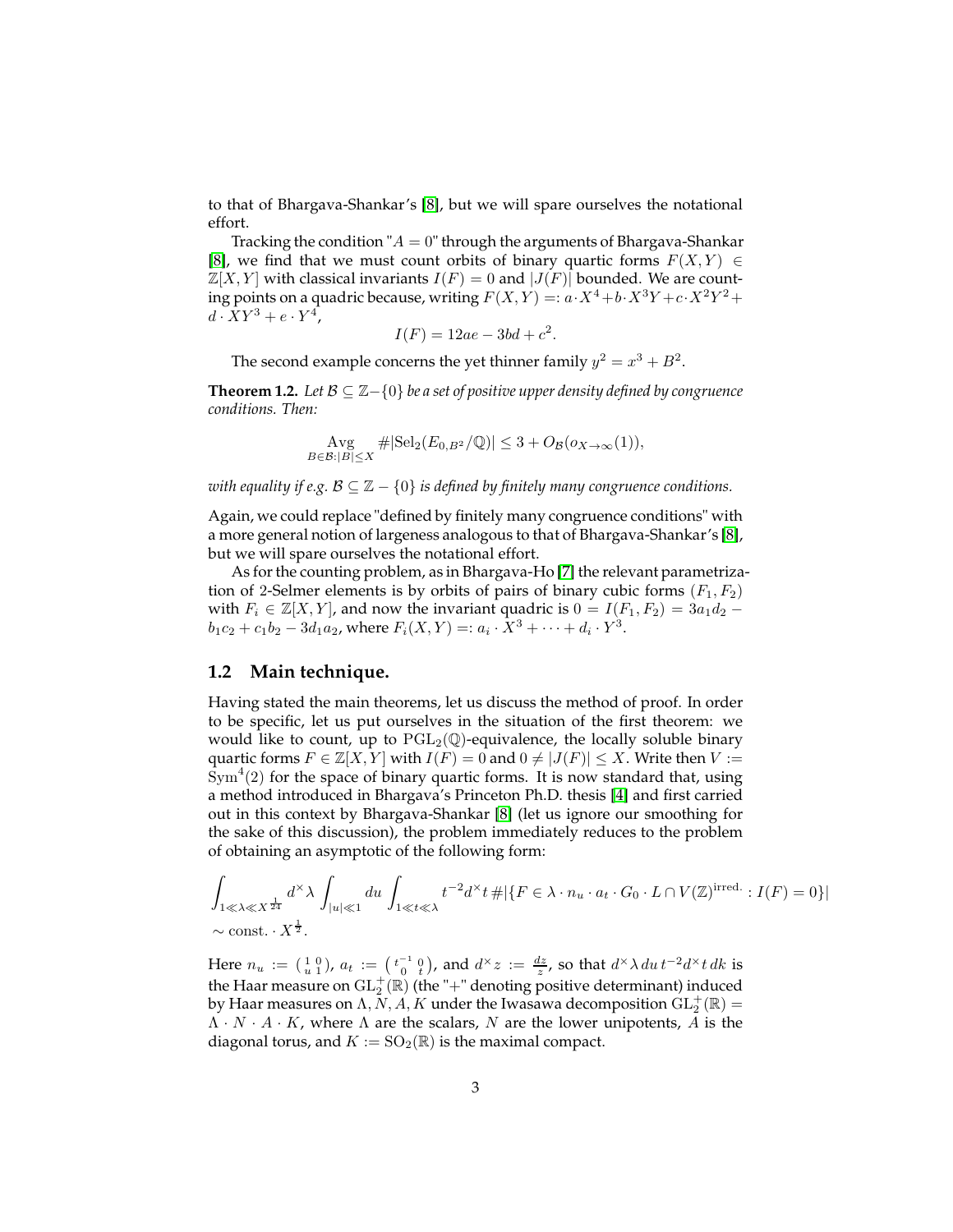to that of Bhargava-Shankar's [8], but we will spare ourselves the notational effort.

Tracking the condition "$A = 0$" through the arguments of Bhargava-Shankar [8], we find that we must count orbits of binary quartic forms $F(X,Y) \in \mathbb{Z}[X,Y]$ with classical invariants $I(F) = 0$ and $|J(F)|$ bounded. We are counting points on a quadric because, writing $F(X,Y) =: a\cdot X^4 + b\cdot X^3Y + c\cdot X^2Y^2 + d\cdot XY^3 + e\cdot Y^4$,

$$I(F) = 12ae - 3bd + c^2.$$

The second example concerns the yet thinner family $y^2 = x^3 + B^2$.

**Theorem 1.2.** *Let $\mathcal{B} \subseteq \mathbb{Z} - \{0\}$ be a set of positive upper density defined by congruence conditions. Then:*

$$\operatorname*{Avg}_{B\in\mathcal{B}:|B|\leq X} \#|\mathrm{Sel}_2(E_{0,B^2}/\mathbb{Q})| \leq 3 + O_{\mathcal{B}}(o_{X\to\infty}(1)),$$

*with equality if e.g. $\mathcal{B} \subseteq \mathbb{Z} - \{0\}$ is defined by finitely many congruence conditions.*

Again, we could replace "defined by finitely many congruence conditions" with a more general notion of largeness analogous to that of Bhargava-Shankar's [8], but we will spare ourselves the notational effort.

As for the counting problem, as in Bhargava-Ho [7] the relevant parametrization of 2-Selmer elements is by orbits of pairs of binary cubic forms $(F_1, F_2)$ with $F_i \in \mathbb{Z}[X,Y]$, and now the invariant quadric is $0 = I(F_1, F_2) = 3a_1d_2 - b_1c_2 + c_1b_2 - 3d_1a_2$, where $F_i(X,Y) =: a_i \cdot X^3 + \cdots + d_i \cdot Y^3$.

## 1.2 Main technique.

Having stated the main theorems, let us discuss the method of proof. In order to be specific, let us put ourselves in the situation of the first theorem: we would like to count, up to $\mathrm{PGL}_2(\mathbb{Q})$-equivalence, the locally soluble binary quartic forms $F \in \mathbb{Z}[X,Y]$ with $I(F) = 0$ and $0 \neq |J(F)| \leq X$. Write then $V := \mathrm{Sym}^4(2)$ for the space of binary quartic forms. It is now standard that, using a method introduced in Bhargava's Princeton Ph.D. thesis [4] and first carried out in this context by Bhargava-Shankar [8] (let us ignore our smoothing for the sake of this discussion), the problem immediately reduces to the problem of obtaining an asymptotic of the following form:

$$\int_{1\ll\lambda\ll X^{\frac{1}{24}}} d^\times\lambda \int_{|u|\ll 1} du \int_{1\ll t\ll\lambda} t^{-2} d^\times t\, \#|\{F \in \lambda\cdot n_u\cdot a_t\cdot G_0\cdot L \cap V(\mathbb{Z})^{\mathrm{irred.}} : I(F) = 0\}|$$
$$\sim \mathrm{const.}\cdot X^{\frac{1}{2}}.$$

Here $n_u := \left(\begin{smallmatrix} 1 & 0 \\ u & 1 \end{smallmatrix}\right)$, $a_t := \left(\begin{smallmatrix} t^{-1} & 0 \\ 0 & t \end{smallmatrix}\right)$, and $d^\times z := \frac{dz}{z}$, so that $d^\times\lambda\, du\, t^{-2} d^\times t\, dk$ is the Haar measure on $\mathrm{GL}_2^+(\mathbb{R})$ (the "+" denoting positive determinant) induced by Haar measures on $\Lambda, N, A, K$ under the Iwasawa decomposition $\mathrm{GL}_2^+(\mathbb{R}) = \Lambda\cdot N\cdot A\cdot K$, where $\Lambda$ are the scalars, $N$ are the lower unipotents, $A$ is the diagonal torus, and $K := \mathrm{SO}_2(\mathbb{R})$ is the maximal compact.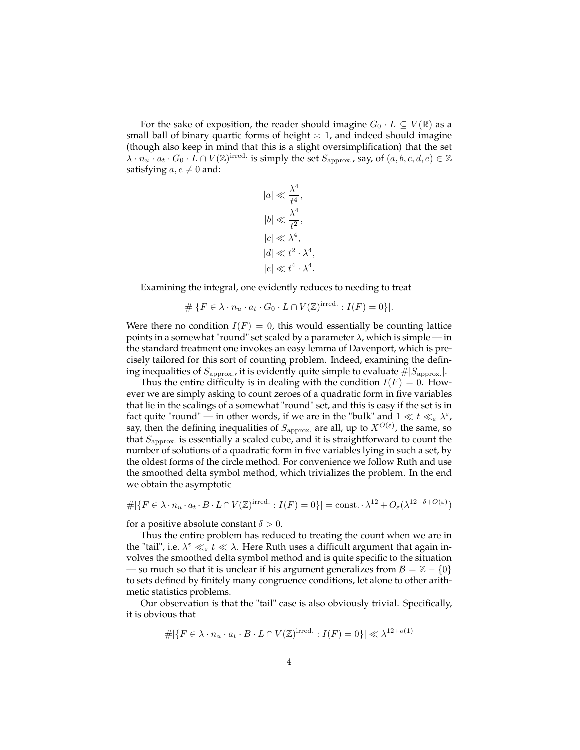For the sake of exposition, the reader should imagine $G_0 \cdot L \subseteq V(\mathbb{R})$ as a small ball of binary quartic forms of height $\asymp 1$, and indeed should imagine (though also keep in mind that this is a slight oversimplification) that the set $\lambda \cdot n_u \cdot a_t \cdot G_0 \cdot L \cap V(\mathbb{Z})^{\text{irred.}}$ is simply the set $S_{\text{approx.}}$, say, of $(a, b, c, d, e) \in \mathbb{Z}$ satisfying $a, e \neq 0$ and:

$$|a| \ll \frac{\lambda^4}{t^4},$$
$$|b| \ll \frac{\lambda^4}{t^2},$$
$$|c| \ll \lambda^4,$$
$$|d| \ll t^2 \cdot \lambda^4,$$
$$|e| \ll t^4 \cdot \lambda^4.$$

Examining the integral, one evidently reduces to needing to treat

$$\#|\{F \in \lambda \cdot n_u \cdot a_t \cdot G_0 \cdot L \cap V(\mathbb{Z})^{\text{irred.}} : I(F) = 0\}|.$$

Were there no condition $I(F) = 0$, this would essentially be counting lattice points in a somewhat "round" set scaled by a parameter $\lambda$, which is simple — in the standard treatment one invokes an easy lemma of Davenport, which is precisely tailored for this sort of counting problem. Indeed, examining the defining inequalities of $S_{\text{approx.}}$, it is evidently quite simple to evaluate $\#|S_{\text{approx.}}|$.

Thus the entire difficulty is in dealing with the condition $I(F) = 0$. However we are simply asking to count zeroes of a quadratic form in five variables that lie in the scalings of a somewhat "round" set, and this is easy if the set is in fact quite "round" — in other words, if we are in the "bulk" and $1 \ll t \ll_\varepsilon \lambda^\varepsilon$, say, then the defining inequalities of $S_{\text{approx.}}$ are all, up to $X^{O(\varepsilon)}$, the same, so that $S_{\text{approx.}}$ is essentially a scaled cube, and it is straightforward to count the number of solutions of a quadratic form in five variables lying in such a set, by the oldest forms of the circle method. For convenience we follow Ruth and use the smoothed delta symbol method, which trivializes the problem. In the end we obtain the asymptotic

$$\#|\{F \in \lambda \cdot n_u \cdot a_t \cdot B \cdot L \cap V(\mathbb{Z})^{\text{irred.}} : I(F) = 0\}| = \text{const.} \cdot \lambda^{12} + O_\varepsilon(\lambda^{12-\delta+O(\varepsilon)})$$

for a positive absolute constant $\delta > 0$.

Thus the entire problem has reduced to treating the count when we are in the "tail", i.e. $\lambda^\varepsilon \ll_\varepsilon t \ll \lambda$. Here Ruth uses a difficult argument that again involves the smoothed delta symbol method and is quite specific to the situation — so much so that it is unclear if his argument generalizes from $\mathcal{B} = \mathbb{Z} - \{0\}$ to sets defined by finitely many congruence conditions, let alone to other arithmetic statistics problems.

Our observation is that the "tail" case is also obviously trivial. Specifically, it is obvious that

$$\#|\{F \in \lambda \cdot n_u \cdot a_t \cdot B \cdot L \cap V(\mathbb{Z})^{\text{irred.}} : I(F) = 0\}| \ll \lambda^{12+o(1)}$$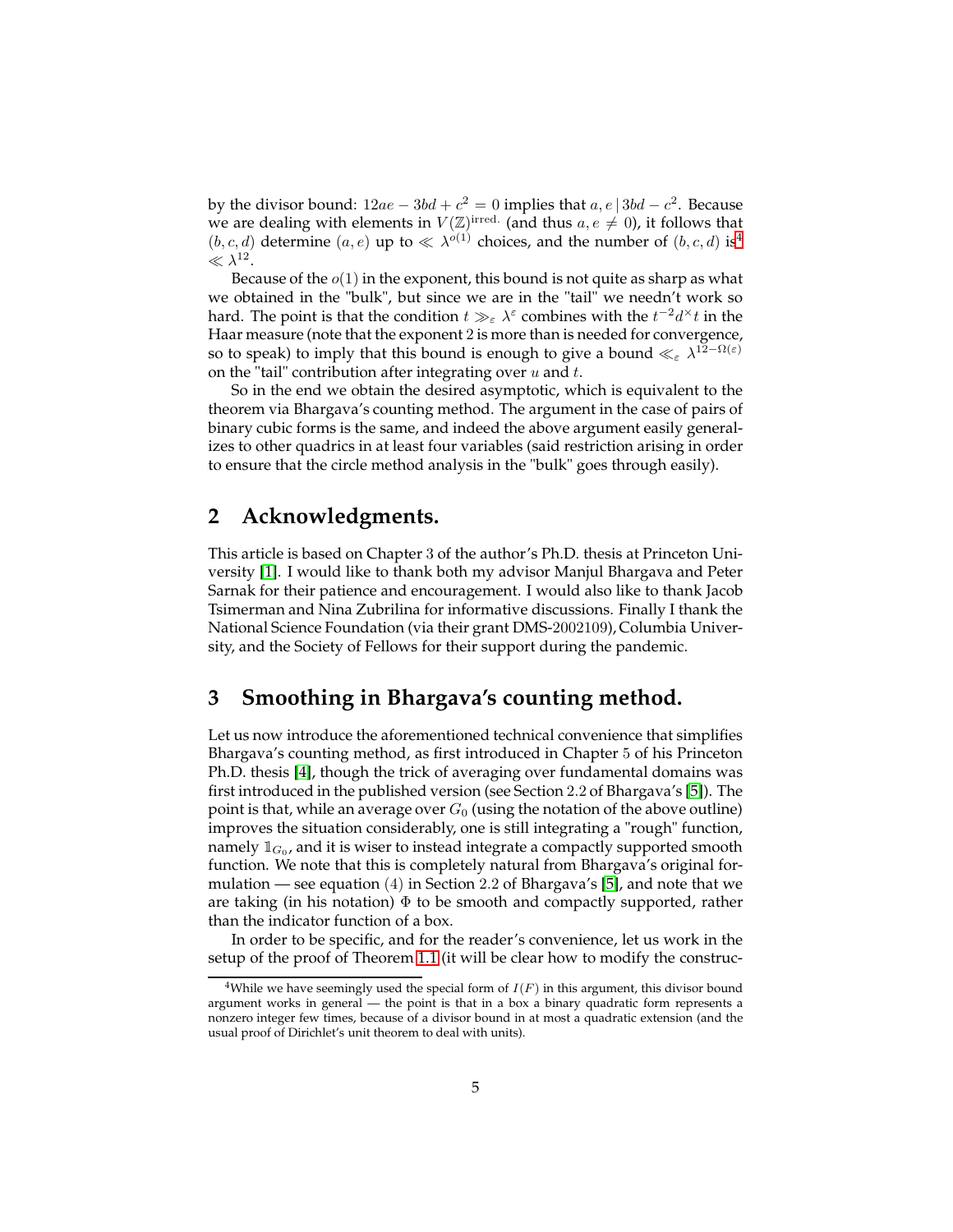by the divisor bound: $12ae - 3bd + c^2 = 0$ implies that $a, e \mid 3bd - c^2$. Because we are dealing with elements in $V(\mathbb{Z})^{\text{irred.}}$ (and thus $a, e \neq 0$), it follows that $(b, c, d)$ determine $(a, e)$ up to $\ll \lambda^{o(1)}$ choices, and the number of $(b, c, d)$ is[4] $\ll \lambda^{12}$.

Because of the $o(1)$ in the exponent, this bound is not quite as sharp as what we obtained in the "bulk", but since we are in the "tail" we needn't work so hard. The point is that the condition $t \gg_\varepsilon \lambda^\varepsilon$ combines with the $t^{-2} d^\times t$ in the Haar measure (note that the exponent 2 is more than is needed for convergence, so to speak) to imply that this bound is enough to give a bound $\ll_\varepsilon \lambda^{12-\Omega(\varepsilon)}$ on the "tail" contribution after integrating over $u$ and $t$.

So in the end we obtain the desired asymptotic, which is equivalent to the theorem via Bhargava's counting method. The argument in the case of pairs of binary cubic forms is the same, and indeed the above argument easily generalizes to other quadrics in at least four variables (said restriction arising in order to ensure that the circle method analysis in the "bulk" goes through easily).

## 2 Acknowledgments.

This article is based on Chapter 3 of the author's Ph.D. thesis at Princeton University [1]. I would like to thank both my advisor Manjul Bhargava and Peter Sarnak for their patience and encouragement. I would also like to thank Jacob Tsimerman and Nina Zubrilina for informative discussions. Finally I thank the National Science Foundation (via their grant DMS-2002109), Columbia University, and the Society of Fellows for their support during the pandemic.

## 3 Smoothing in Bhargava's counting method.

Let us now introduce the aforementioned technical convenience that simplifies Bhargava's counting method, as first introduced in Chapter 5 of his Princeton Ph.D. thesis [4], though the trick of averaging over fundamental domains was first introduced in the published version (see Section 2.2 of Bhargava's [5]). The point is that, while an average over $G_0$ (using the notation of the above outline) improves the situation considerably, one is still integrating a "rough" function, namely $\mathbb{1}_{G_0}$, and it is wiser to instead integrate a compactly supported smooth function. We note that this is completely natural from Bhargava's original formulation — see equation (4) in Section 2.2 of Bhargava's [5], and note that we are taking (in his notation) $\Phi$ to be smooth and compactly supported, rather than the indicator function of a box.

In order to be specific, and for the reader's convenience, let us work in the setup of the proof of Theorem 1.1 (it will be clear how to modify the construc-

[4] While we have seemingly used the special form of $I(F)$ in this argument, this divisor bound argument works in general — the point is that in a box a binary quadratic form represents a nonzero integer few times, because of a divisor bound in at most a quadratic extension (and the usual proof of Dirichlet's unit theorem to deal with units).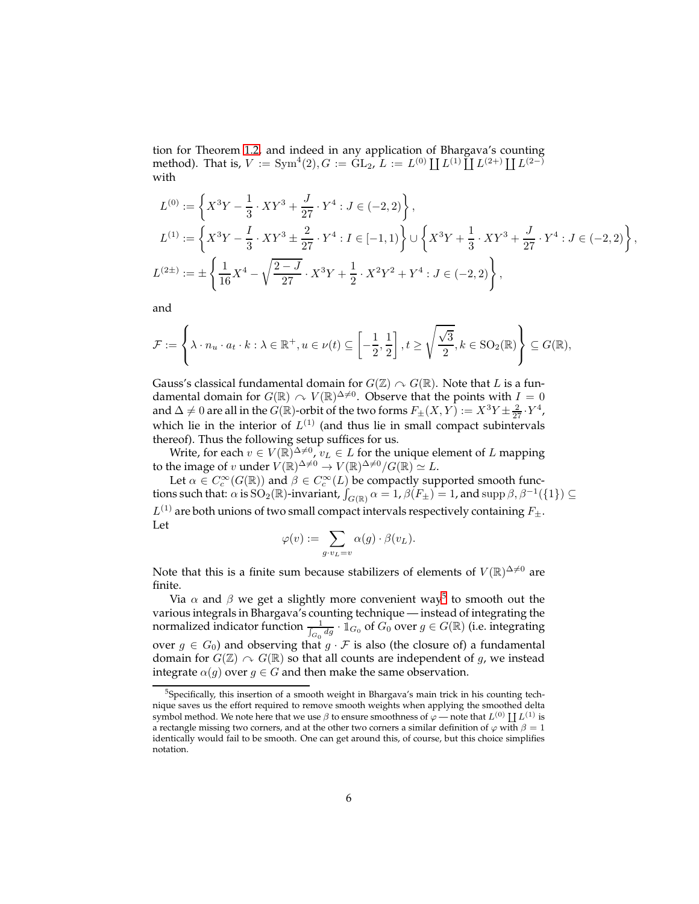tion for Theorem 1.2, and indeed in any application of Bhargava's counting method). That is, $V := \mathrm{Sym}^4(2), G := \mathrm{GL}_2$, $L := L^{(0)} \coprod L^{(1)} \coprod L^{(2+)} \coprod L^{(2-)}$ with

$$L^{(0)} := \left\{ X^3Y - \frac{1}{3} \cdot XY^3 + \frac{J}{27} \cdot Y^4 : J \in (-2, 2) \right\},$$

$$L^{(1)} := \left\{ X^3Y - \frac{I}{3} \cdot XY^3 \pm \frac{2}{27} \cdot Y^4 : I \in [-1, 1) \right\} \cup \left\{ X^3Y + \frac{1}{3} \cdot XY^3 + \frac{J}{27} \cdot Y^4 : J \in (-2, 2) \right\},$$

$$L^{(2\pm)} := \pm \left\{ \frac{1}{16} X^4 - \sqrt{\frac{2-J}{27}} \cdot X^3Y + \frac{1}{2} \cdot X^2Y^2 + Y^4 : J \in (-2, 2) \right\},$$

and

$$\mathcal{F} := \left\{ \lambda \cdot n_u \cdot a_t \cdot k : \lambda \in \mathbb{R}^+, u \in \nu(t) \subseteq \left[ -\frac{1}{2}, \frac{1}{2} \right], t \geq \sqrt{\frac{\sqrt{3}}{2}}, k \in \mathrm{SO}_2(\mathbb{R}) \right\} \subseteq G(\mathbb{R}),$$

Gauss's classical fundamental domain for $G(\mathbb{Z}) \curvearrowright G(\mathbb{R})$. Note that $L$ is a fundamental domain for $G(\mathbb{R}) \curvearrowright V(\mathbb{R})^{\Delta \neq 0}$. Observe that the points with $I = 0$ and $\Delta \neq 0$ are all in the $G(\mathbb{R})$-orbit of the two forms $F_{\pm}(X, Y) := X^3Y \pm \frac{2}{27} \cdot Y^4$, which lie in the interior of $L^{(1)}$ (and thus lie in small compact subintervals thereof). Thus the following setup suffices for us.

Write, for each $v \in V(\mathbb{R})^{\Delta \neq 0}$, $v_L \in L$ for the unique element of $L$ mapping to the image of $v$ under $V(\mathbb{R})^{\Delta \neq 0} \to V(\mathbb{R})^{\Delta \neq 0}/G(\mathbb{R}) \simeq L$.

Let $\alpha \in C_c^\infty(G(\mathbb{R}))$ and $\beta \in C_c^\infty(L)$ be compactly supported smooth functions such that: $\alpha$ is $\mathrm{SO}_2(\mathbb{R})$-invariant, $\int_{G(\mathbb{R})} \alpha = 1$, $\beta(F_{\pm}) = 1$, and $\operatorname{supp} \beta, \beta^{-1}(\{1\}) \subseteq L^{(1)}$ are both unions of two small compact intervals respectively containing $F_{\pm}$. Let

$$\varphi(v) := \sum_{g \cdot v_L = v} \alpha(g) \cdot \beta(v_L).$$

Note that this is a finite sum because stabilizers of elements of $V(\mathbb{R})^{\Delta \neq 0}$ are finite.

Via $\alpha$ and $\beta$ we get a slightly more convenient way[5] to smooth out the various integrals in Bhargava's counting technique — instead of integrating the normalized indicator function $\frac{1}{\int_{G_0} dg} \cdot \mathbb{1}_{G_0}$ of $G_0$ over $g \in G(\mathbb{R})$ (i.e. integrating over $g \in G_0$) and observing that $g \cdot \mathcal{F}$ is also (the closure of) a fundamental domain for $G(\mathbb{Z}) \curvearrowright G(\mathbb{R})$ so that all counts are independent of $g$, we instead integrate $\alpha(g)$ over $g \in G$ and then make the same observation.

[5] Specifically, this insertion of a smooth weight in Bhargava's main trick in his counting technique saves us the effort required to remove smooth weights when applying the smoothed delta symbol method. We note here that we use $\beta$ to ensure smoothness of $\varphi$ — note that $L^{(0)} \coprod L^{(1)}$ is a rectangle missing two corners, and at the other two corners a similar definition of $\varphi$ with $\beta = 1$ identically would fail to be smooth. One can get around this, of course, but this choice simplifies notation.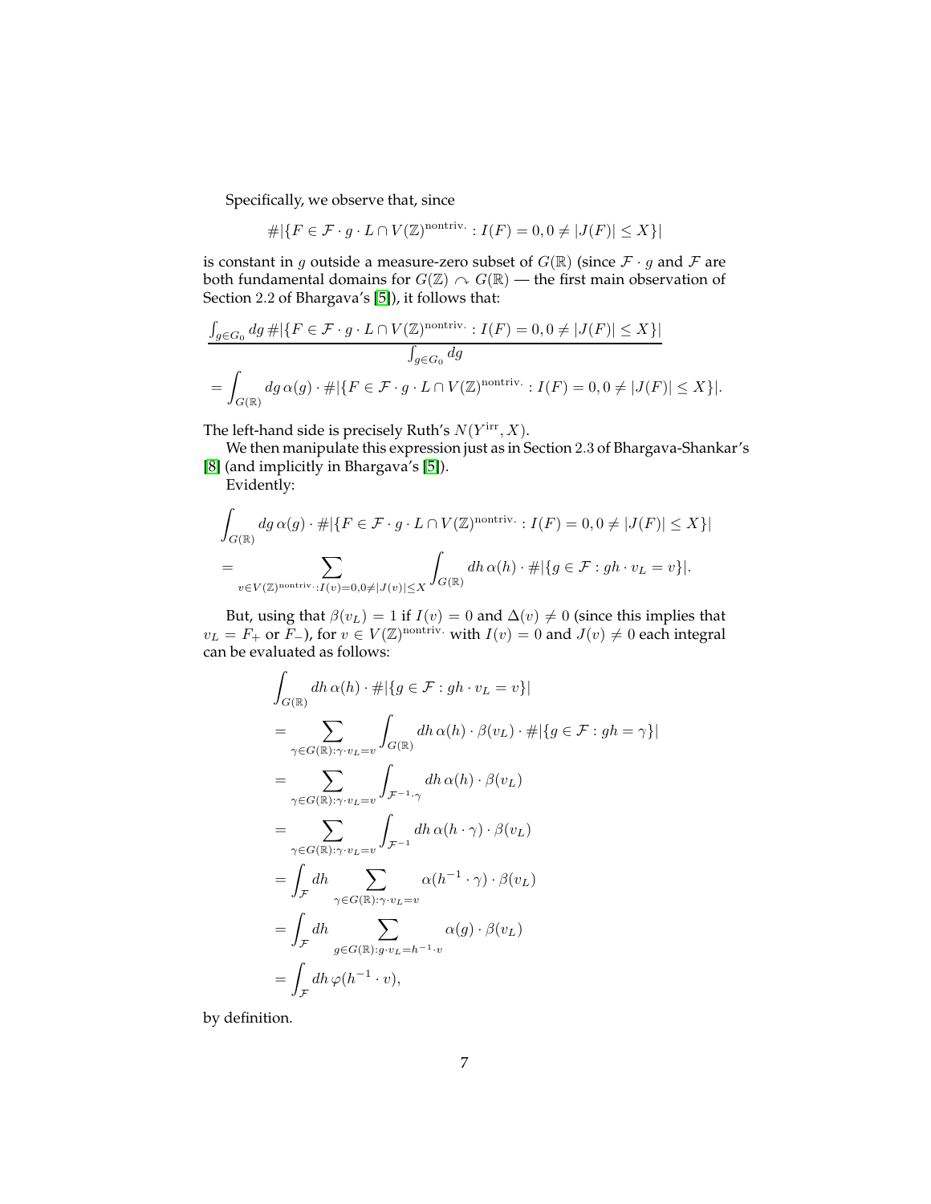Specifically, we observe that, since

$$\#|\{F \in \mathcal{F} \cdot g \cdot L \cap V(\mathbb{Z})^{\text{nontriv.}} : I(F) = 0, 0 \neq |J(F)| \leq X\}|$$

is constant in $g$ outside a measure-zero subset of $G(\mathbb{R})$ (since $\mathcal{F} \cdot g$ and $\mathcal{F}$ are both fundamental domains for $G(\mathbb{Z}) \curvearrowright G(\mathbb{R})$ — the first main observation of Section 2.2 of Bhargava's [5]), it follows that:

$$\frac{\int_{g \in G_0} dg \, \#|\{F \in \mathcal{F} \cdot g \cdot L \cap V(\mathbb{Z})^{\text{nontriv.}} : I(F) = 0, 0 \neq |J(F)| \leq X\}|}{\int_{g \in G_0} dg}$$
$$= \int_{G(\mathbb{R})} dg \, \alpha(g) \cdot \#|\{F \in \mathcal{F} \cdot g \cdot L \cap V(\mathbb{Z})^{\text{nontriv.}} : I(F) = 0, 0 \neq |J(F)| \leq X\}|.$$

The left-hand side is precisely Ruth's $N(Y^{\text{irr}}, X)$.

We then manipulate this expression just as in Section 2.3 of Bhargava-Shankar's [8] (and implicitly in Bhargava's [5]).

Evidently:

$$\int_{G(\mathbb{R})} dg \, \alpha(g) \cdot \#|\{F \in \mathcal{F} \cdot g \cdot L \cap V(\mathbb{Z})^{\text{nontriv.}} : I(F) = 0, 0 \neq |J(F)| \leq X\}|$$
$$= \sum_{v \in V(\mathbb{Z})^{\text{nontriv.}} : I(v) = 0, 0 \neq |J(v)| \leq X} \int_{G(\mathbb{R})} dh \, \alpha(h) \cdot \#|\{g \in \mathcal{F} : gh \cdot v_L = v\}|.$$

But, using that $\beta(v_L) = 1$ if $I(v) = 0$ and $\Delta(v) \neq 0$ (since this implies that $v_L = F_+$ or $F_-$), for $v \in V(\mathbb{Z})^{\text{nontriv.}}$ with $I(v) = 0$ and $J(v) \neq 0$ each integral can be evaluated as follows:

$$\begin{aligned}
&\int_{G(\mathbb{R})} dh \, \alpha(h) \cdot \#|\{g \in \mathcal{F} : gh \cdot v_L = v\}| \\
&= \sum_{\gamma \in G(\mathbb{R}) : \gamma \cdot v_L = v} \int_{G(\mathbb{R})} dh \, \alpha(h) \cdot \beta(v_L) \cdot \#|\{g \in \mathcal{F} : gh = \gamma\}| \\
&= \sum_{\gamma \in G(\mathbb{R}) : \gamma \cdot v_L = v} \int_{\mathcal{F}^{-1} \cdot \gamma} dh \, \alpha(h) \cdot \beta(v_L) \\
&= \sum_{\gamma \in G(\mathbb{R}) : \gamma \cdot v_L = v} \int_{\mathcal{F}^{-1}} dh \, \alpha(h \cdot \gamma) \cdot \beta(v_L) \\
&= \int_{\mathcal{F}} dh \sum_{\gamma \in G(\mathbb{R}) : \gamma \cdot v_L = v} \alpha(h^{-1} \cdot \gamma) \cdot \beta(v_L) \\
&= \int_{\mathcal{F}} dh \sum_{g \in G(\mathbb{R}) : g \cdot v_L = h^{-1} \cdot v} \alpha(g) \cdot \beta(v_L) \\
&= \int_{\mathcal{F}} dh \, \varphi(h^{-1} \cdot v),
\end{aligned}$$

by definition.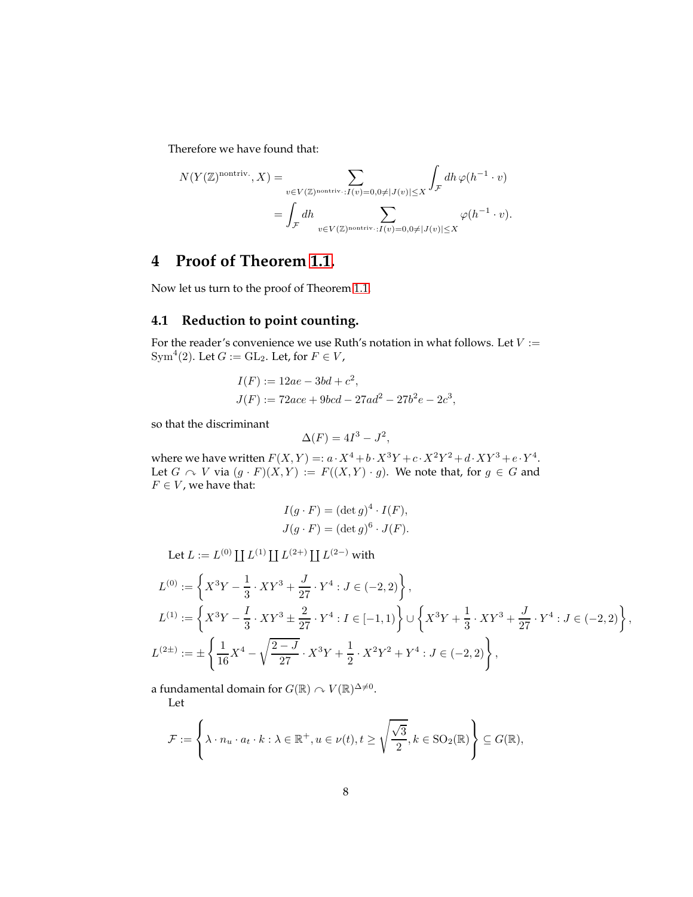Therefore we have found that:

$$
\begin{aligned}
N(Y(\mathbb{Z})^{\text{nontriv.}}, X) &= \sum_{v \in V(\mathbb{Z})^{\text{nontriv.}} : I(v)=0, 0 \neq |J(v)| \leq X} \int_{\mathcal{F}} dh \, \varphi(h^{-1} \cdot v) \\
&= \int_{\mathcal{F}} dh \sum_{v \in V(\mathbb{Z})^{\text{nontriv.}} : I(v)=0, 0 \neq |J(v)| \leq X} \varphi(h^{-1} \cdot v).
\end{aligned}
$$

# 4 Proof of Theorem 1.1.

Now let us turn to the proof of Theorem 1.1.

## 4.1 Reduction to point counting.

For the reader's convenience we use Ruth's notation in what follows. Let $V := \mathrm{Sym}^4(2)$. Let $G := \mathrm{GL}_2$. Let, for $F \in V$,

$$
\begin{aligned}
I(F) &:= 12ae - 3bd + c^2, \\
J(F) &:= 72ace + 9bcd - 27ad^2 - 27b^2e - 2c^3,
\end{aligned}
$$

so that the discriminant

$$
\Delta(F) = 4I^3 - J^2,
$$

where we have written $F(X, Y) =: a \cdot X^4 + b \cdot X^3 Y + c \cdot X^2 Y^2 + d \cdot XY^3 + e \cdot Y^4$. Let $G \curvearrowright V$ via $(g \cdot F)(X, Y) := F((X, Y) \cdot g)$. We note that, for $g \in G$ and $F \in V$, we have that:

$$
\begin{aligned}
I(g \cdot F) &= (\det g)^4 \cdot I(F), \\
J(g \cdot F) &= (\det g)^6 \cdot J(F).
\end{aligned}
$$

Let $L := L^{(0)} \coprod L^{(1)} \coprod L^{(2+)} \coprod L^{(2-)}$ with

$$
\begin{aligned}
L^{(0)} &:= \left\{ X^3 Y - \frac{1}{3} \cdot XY^3 + \frac{J}{27} \cdot Y^4 : J \in (-2, 2) \right\}, \\
L^{(1)} &:= \left\{ X^3 Y - \frac{I}{3} \cdot XY^3 \pm \frac{2}{27} \cdot Y^4 : I \in [-1, 1) \right\} \cup \left\{ X^3 Y + \frac{1}{3} \cdot XY^3 + \frac{J}{27} \cdot Y^4 : J \in (-2, 2) \right\}, \\
L^{(2\pm)} &:= \pm \left\{ \frac{1}{16} X^4 - \sqrt{\frac{2 - J}{27}} \cdot X^3 Y + \frac{1}{2} \cdot X^2 Y^2 + Y^4 : J \in (-2, 2) \right\},
\end{aligned}
$$

a fundamental domain for $G(\mathbb{R}) \curvearrowright V(\mathbb{R})^{\Delta \neq 0}$.

Let

$$
\mathcal{F} := \left\{ \lambda \cdot n_u \cdot a_t \cdot k : \lambda \in \mathbb{R}^+, u \in \nu(t), t \geq \sqrt{\frac{\sqrt{3}}{2}}, k \in \mathrm{SO}_2(\mathbb{R}) \right\} \subseteq G(\mathbb{R}),
$$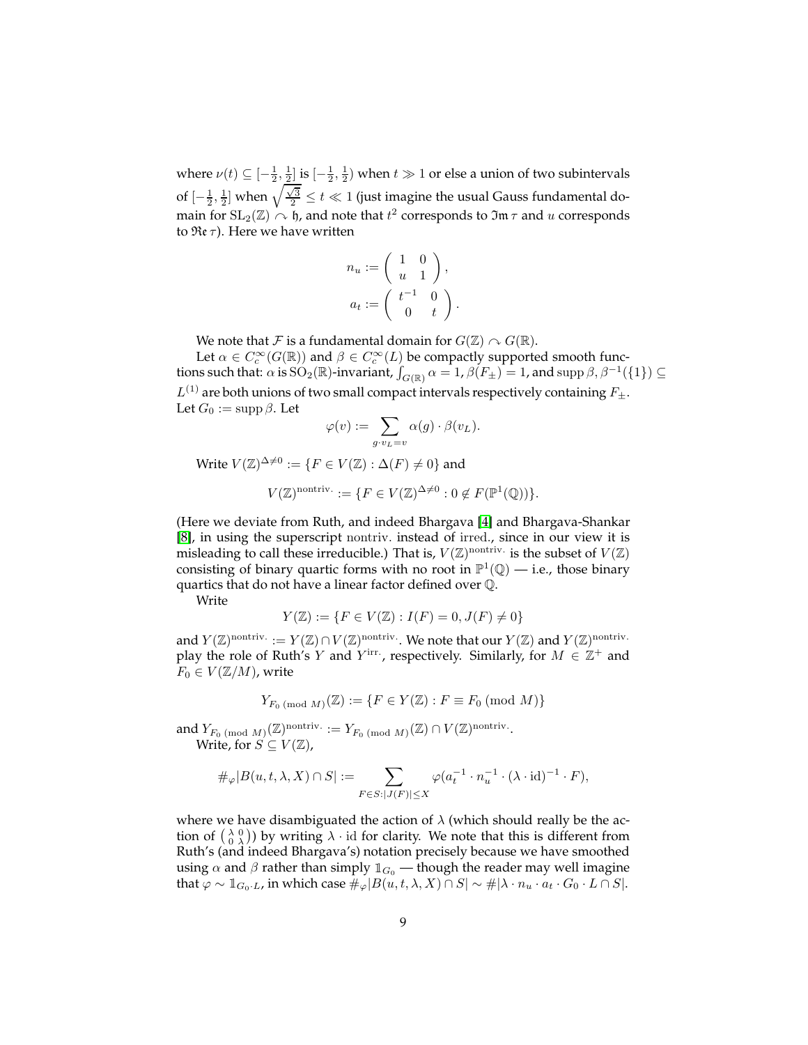where $\nu(t) \subseteq [-\frac{1}{2}, \frac{1}{2}]$ is $[-\frac{1}{2}, \frac{1}{2})$ when $t \gg 1$ or else a union of two subintervals of $[-\frac{1}{2}, \frac{1}{2}]$ when $\sqrt{\frac{\sqrt{3}}{2}} \leq t \ll 1$ (just imagine the usual Gauss fundamental domain for $\mathrm{SL}_2(\mathbb{Z}) \curvearrowright \mathfrak{h}$, and note that $t^2$ corresponds to $\mathfrak{Im}\,\tau$ and $u$ corresponds to $\mathfrak{Re}\,\tau$). Here we have written

$$n_u := \begin{pmatrix} 1 & 0 \\ u & 1 \end{pmatrix},$$
$$a_t := \begin{pmatrix} t^{-1} & 0 \\ 0 & t \end{pmatrix}.$$

We note that $\mathcal{F}$ is a fundamental domain for $G(\mathbb{Z}) \curvearrowright G(\mathbb{R})$.

Let $\alpha \in C_c^\infty(G(\mathbb{R}))$ and $\beta \in C_c^\infty(L)$ be compactly supported smooth functions such that: $\alpha$ is $\mathrm{SO}_2(\mathbb{R})$-invariant, $\int_{G(\mathbb{R})} \alpha = 1$, $\beta(F_\pm) = 1$, and $\operatorname{supp}\beta, \beta^{-1}(\{1\}) \subseteq L^{(1)}$ are both unions of two small compact intervals respectively containing $F_\pm$. Let $G_0 := \operatorname{supp}\beta$. Let

$$\varphi(v) := \sum_{g \cdot v_L = v} \alpha(g) \cdot \beta(v_L).$$

Write $V(\mathbb{Z})^{\Delta \neq 0} := \{F \in V(\mathbb{Z}) : \Delta(F) \neq 0\}$ and

$$V(\mathbb{Z})^{\text{nontriv.}} := \{F \in V(\mathbb{Z})^{\Delta \neq 0} : 0 \notin F(\mathbb{P}^1(\mathbb{Q}))\}.$$

(Here we deviate from Ruth, and indeed Bhargava [4] and Bhargava-Shankar [8], in using the superscript nontriv. instead of irred., since in our view it is misleading to call these irreducible.) That is, $V(\mathbb{Z})^{\text{nontriv.}}$ is the subset of $V(\mathbb{Z})$ consisting of binary quartic forms with no root in $\mathbb{P}^1(\mathbb{Q})$ — i.e., those binary quartics that do not have a linear factor defined over $\mathbb{Q}$.

Write

$$Y(\mathbb{Z}) := \{F \in V(\mathbb{Z}) : I(F) = 0, J(F) \neq 0\}$$

and $Y(\mathbb{Z})^{\text{nontriv.}} := Y(\mathbb{Z}) \cap V(\mathbb{Z})^{\text{nontriv.}}$. We note that our $Y(\mathbb{Z})$ and $Y(\mathbb{Z})^{\text{nontriv.}}$ play the role of Ruth's $Y$ and $Y^{\text{irr.}}$, respectively. Similarly, for $M \in \mathbb{Z}^+$ and $F_0 \in V(\mathbb{Z}/M)$, write

$$Y_{F_0 \ (\mathrm{mod}\ M)}(\mathbb{Z}) := \{F \in Y(\mathbb{Z}) : F \equiv F_0 \ (\mathrm{mod}\ M)\}$$

and $Y_{F_0 \ (\mathrm{mod}\ M)}(\mathbb{Z})^{\text{nontriv.}} := Y_{F_0 \ (\mathrm{mod}\ M)}(\mathbb{Z}) \cap V(\mathbb{Z})^{\text{nontriv.}}$.

Write, for $S \subseteq V(\mathbb{Z})$,

$$\#_\varphi |B(u, t, \lambda, X) \cap S| := \sum_{F \in S : |J(F)| \leq X} \varphi(a_t^{-1} \cdot n_u^{-1} \cdot (\lambda \cdot \mathrm{id})^{-1} \cdot F),$$

where we have disambiguated the action of $\lambda$ (which should really be the action of $\left(\begin{smallmatrix} \lambda & 0 \\ 0 & \lambda \end{smallmatrix}\right)$) by writing $\lambda \cdot \mathrm{id}$ for clarity. We note that this is different from Ruth's (and indeed Bhargava's) notation precisely because we have smoothed using $\alpha$ and $\beta$ rather than simply $\mathbb{1}_{G_0}$ — though the reader may well imagine that $\varphi \sim \mathbb{1}_{G_0 \cdot L}$, in which case $\#_\varphi |B(u, t, \lambda, X) \cap S| \sim \#|\lambda \cdot n_u \cdot a_t \cdot G_0 \cdot L \cap S|$.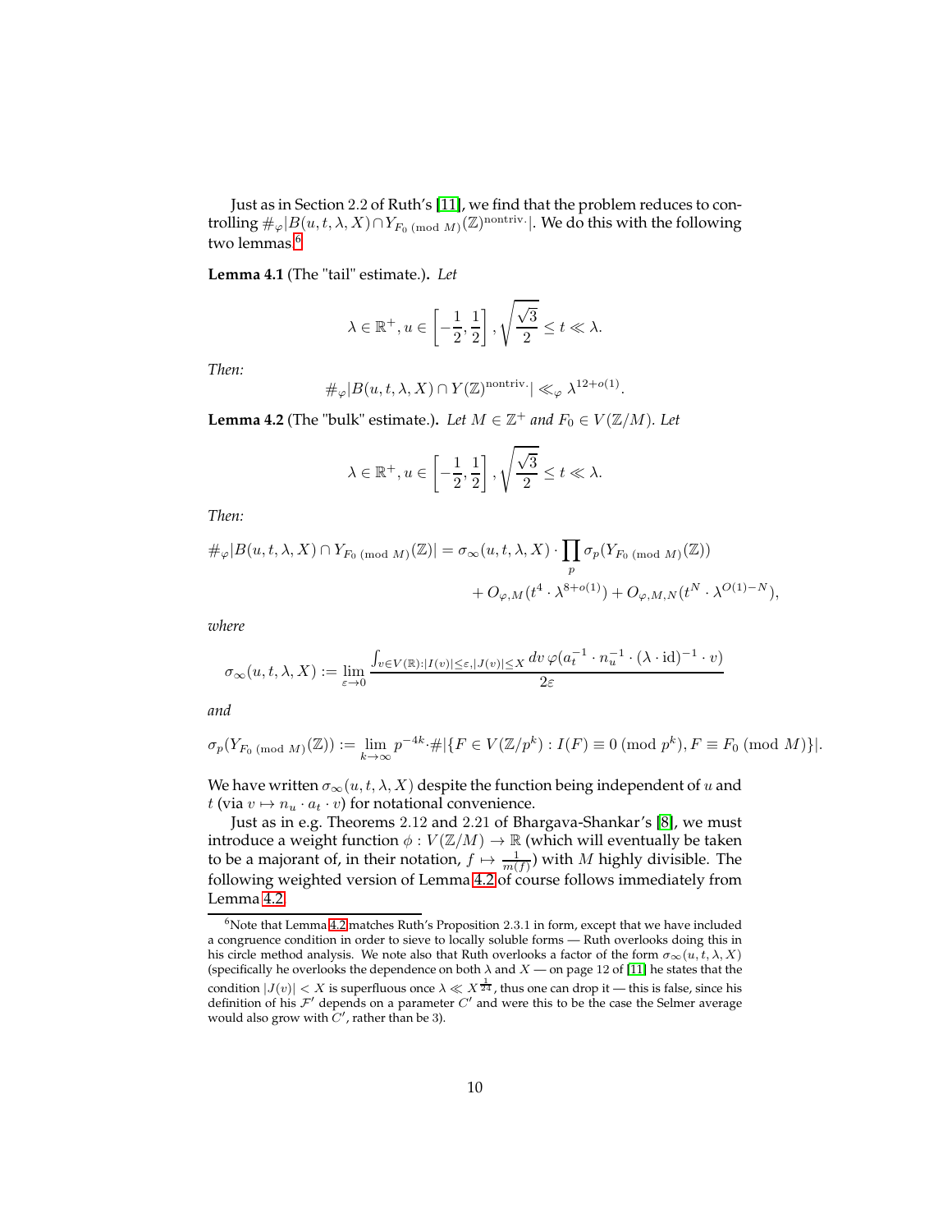Just as in Section 2.2 of Ruth's [11], we find that the problem reduces to controlling $\#_\varphi|B(u,t,\lambda,X)\cap Y_{F_0 \pmod M}(\mathbb{Z})^{\text{nontriv.}}|$. We do this with the following two lemmas.[6]

**Lemma 4.1** (The "tail" estimate.). *Let*

$$\lambda \in \mathbb{R}^+, u \in \left[-\frac{1}{2}, \frac{1}{2}\right], \sqrt{\frac{\sqrt{3}}{2}} \leq t \ll \lambda.$$

*Then:*

$$\#_\varphi|B(u,t,\lambda,X)\cap Y(\mathbb{Z})^{\text{nontriv.}}| \ll_\varphi \lambda^{12+o(1)}.$$

**Lemma 4.2** (The "bulk" estimate.). *Let $M \in \mathbb{Z}^+$ and $F_0 \in V(\mathbb{Z}/M)$. Let*

$$\lambda \in \mathbb{R}^+, u \in \left[-\frac{1}{2}, \frac{1}{2}\right], \sqrt{\frac{\sqrt{3}}{2}} \leq t \ll \lambda.$$

*Then:*

$$\begin{aligned}\#_\varphi|B(u,t,\lambda,X)\cap Y_{F_0 \pmod M}(\mathbb{Z})| = \sigma_\infty(u,t,\lambda,X)\cdot \prod_p \sigma_p(Y_{F_0 \pmod M}(\mathbb{Z})) \\ + O_{\varphi,M}(t^4\cdot\lambda^{8+o(1)}) + O_{\varphi,M,N}(t^N\cdot\lambda^{O(1)-N}),\end{aligned}$$

*where*

$$\sigma_\infty(u,t,\lambda,X) := \lim_{\varepsilon\to 0}\frac{\int_{v\in V(\mathbb{R}):|I(v)|\leq\varepsilon,|J(v)|\leq X} dv\,\varphi(a_t^{-1}\cdot n_u^{-1}\cdot(\lambda\cdot\mathrm{id})^{-1}\cdot v)}{2\varepsilon}$$

*and*

$$\sigma_p(Y_{F_0 \pmod M}(\mathbb{Z})) := \lim_{k\to\infty} p^{-4k}\cdot\#|\{F\in V(\mathbb{Z}/p^k) : I(F)\equiv 0 \pmod{p^k}, F\equiv F_0 \pmod M\}|.$$

We have written $\sigma_\infty(u,t,\lambda,X)$ despite the function being independent of $u$ and $t$ (via $v\mapsto n_u\cdot a_t\cdot v$) for notational convenience.

Just as in e.g. Theorems 2.12 and 2.21 of Bhargava-Shankar's [8], we must introduce a weight function $\phi : V(\mathbb{Z}/M)\to\mathbb{R}$ (which will eventually be taken to be a majorant of, in their notation, $f\mapsto\frac{1}{m(f)}$) with $M$ highly divisible. The following weighted version of Lemma 4.2 of course follows immediately from Lemma 4.2.

[6] Note that Lemma 4.2 matches Ruth's Proposition 2.3.1 in form, except that we have included a congruence condition in order to sieve to locally soluble forms — Ruth overlooks doing this in his circle method analysis. We note also that Ruth overlooks a factor of the form $\sigma_\infty(u,t,\lambda,X)$ (specifically he overlooks the dependence on both $\lambda$ and $X$ — on page 12 of [11] he states that the condition $|J(v)| < X$ is superfluous once $\lambda \ll X^{\frac{1}{24}}$, thus one can drop it — this is false, since his definition of his $\mathcal{F}'$ depends on a parameter $C'$ and were this to be the case the Selmer average would also grow with $C'$, rather than be 3).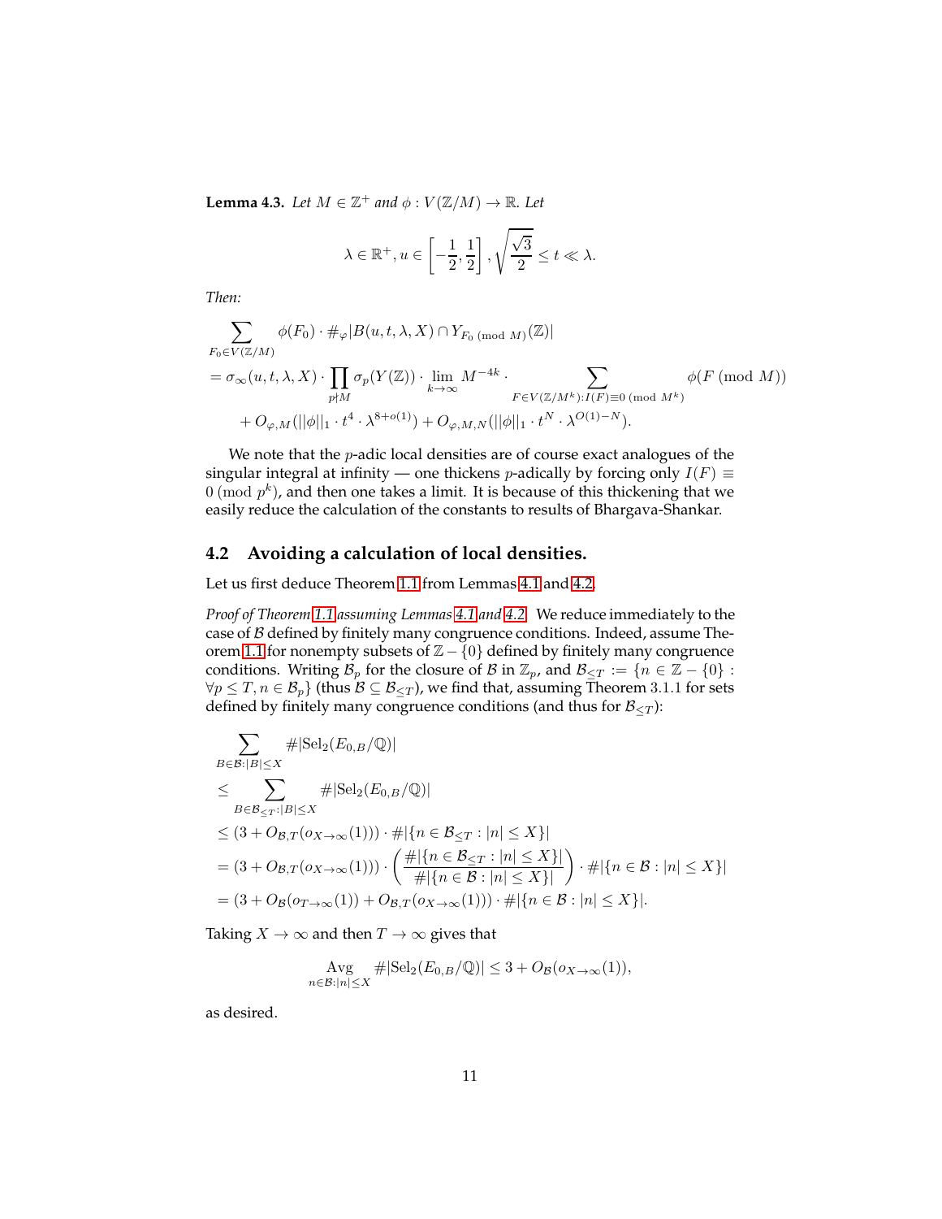**Lemma 4.3.** *Let $M \in \mathbb{Z}^+$ and $\phi : V(\mathbb{Z}/M) \to \mathbb{R}$. Let*

$$\lambda \in \mathbb{R}^+, u \in \left[-\frac{1}{2}, \frac{1}{2}\right], \sqrt{\frac{\sqrt{3}}{2}} \le t \ll \lambda.$$

*Then:*

$$\begin{aligned}
&\sum_{F_0 \in V(\mathbb{Z}/M)} \phi(F_0) \cdot \#_\varphi |B(u,t,\lambda,X) \cap Y_{F_0 \pmod M}(\mathbb{Z})| \\
&= \sigma_\infty(u,t,\lambda,X) \cdot \prod_{p \nmid M} \sigma_p(Y(\mathbb{Z})) \cdot \lim_{k \to \infty} M^{-4k} \cdot \sum_{F \in V(\mathbb{Z}/M^k) : I(F) \equiv 0 \pmod{M^k}} \phi(F \pmod M) \\
&\quad + O_{\varphi,M}(||\phi||_1 \cdot t^4 \cdot \lambda^{8+o(1)}) + O_{\varphi,M,N}(||\phi||_1 \cdot t^N \cdot \lambda^{O(1)-N}).
\end{aligned}$$

We note that the $p$-adic local densities are of course exact analogues of the singular integral at infinity — one thickens $p$-adically by forcing only $I(F) \equiv 0 \pmod{p^k}$, and then one takes a limit. It is because of this thickening that we easily reduce the calculation of the constants to results of Bhargava-Shankar.

## 4.2 Avoiding a calculation of local densities.

Let us first deduce Theorem 1.1 from Lemmas 4.1 and 4.2.

*Proof of Theorem 1.1 assuming Lemmas 4.1 and 4.2.* We reduce immediately to the case of $\mathcal{B}$ defined by finitely many congruence conditions. Indeed, assume Theorem 1.1 for nonempty subsets of $\mathbb{Z} - \{0\}$ defined by finitely many congruence conditions. Writing $\mathcal{B}_p$ for the closure of $\mathcal{B}$ in $\mathbb{Z}_p$, and $\mathcal{B}_{\le T} := \{n \in \mathbb{Z} - \{0\} : \forall p \le T, n \in \mathcal{B}_p\}$ (thus $\mathcal{B} \subseteq \mathcal{B}_{\le T}$), we find that, assuming Theorem 3.1.1 for sets defined by finitely many congruence conditions (and thus for $\mathcal{B}_{\le T}$):

$$\begin{aligned}
&\sum_{B \in \mathcal{B} : |B| \le X} \#|\mathrm{Sel}_2(E_{0,B}/\mathbb{Q})| \\
&\le \sum_{B \in \mathcal{B}_{\le T} : |B| \le X} \#|\mathrm{Sel}_2(E_{0,B}/\mathbb{Q})| \\
&\le (3 + O_{\mathcal{B},T}(o_{X\to\infty}(1))) \cdot \#|\{n \in \mathcal{B}_{\le T} : |n| \le X\}| \\
&= (3 + O_{\mathcal{B},T}(o_{X\to\infty}(1))) \cdot \left(\frac{\#|\{n \in \mathcal{B}_{\le T} : |n| \le X\}|}{\#|\{n \in \mathcal{B} : |n| \le X\}|}\right) \cdot \#|\{n \in \mathcal{B} : |n| \le X\}| \\
&= (3 + O_{\mathcal{B}}(o_{T\to\infty}(1)) + O_{\mathcal{B},T}(o_{X\to\infty}(1))) \cdot \#|\{n \in \mathcal{B} : |n| \le X\}|.
\end{aligned}$$

Taking $X \to \infty$ and then $T \to \infty$ gives that

$$\operatorname*{Avg}_{n \in \mathcal{B} : |n| \le X} \#|\mathrm{Sel}_2(E_{0,B}/\mathbb{Q})| \le 3 + O_{\mathcal{B}}(o_{X\to\infty}(1)),$$

as desired.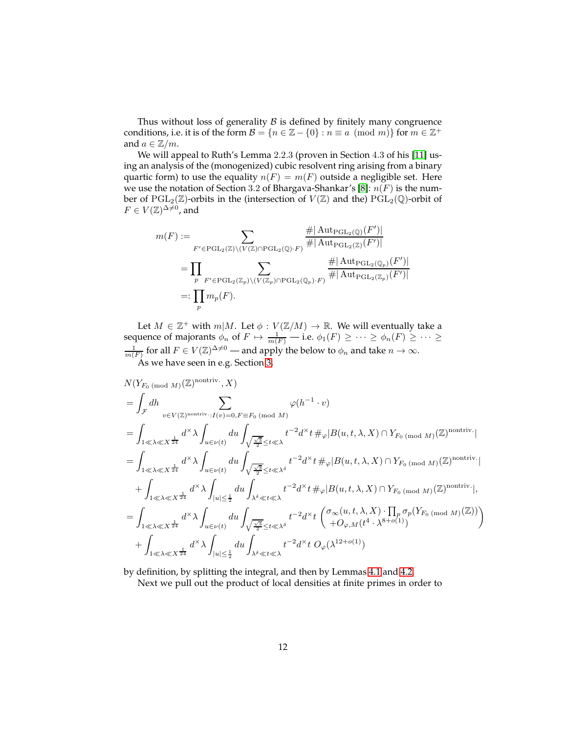Thus without loss of generality $\mathcal{B}$ is defined by finitely many congruence conditions, i.e. it is of the form $\mathcal{B} = \{n \in \mathbb{Z} - \{0\} : n \equiv a \pmod{m}\}$ for $m \in \mathbb{Z}^+$ and $a \in \mathbb{Z}/m$.

We will appeal to Ruth's Lemma 2.2.3 (proven in Section 4.3 of his [11] using an analysis of the (monogenized) cubic resolvent ring arising from a binary quartic form) to use the equality $n(F) = m(F)$ outside a negligible set. Here we use the notation of Section 3.2 of Bhargava-Shankar's [8]: $n(F)$ is the number of $\mathrm{PGL}_2(\mathbb{Z})$-orbits in the (intersection of $V(\mathbb{Z})$ and the) $\mathrm{PGL}_2(\mathbb{Q})$-orbit of $F \in V(\mathbb{Z})^{\Delta \neq 0}$, and

$$
\begin{aligned}
m(F) &:= \sum_{F' \in \mathrm{PGL}_2(\mathbb{Z}) \backslash (V(\mathbb{Z}) \cap \mathrm{PGL}_2(\mathbb{Q}) \cdot F)} \frac{\#|\operatorname{Aut}_{\mathrm{PGL}_2(\mathbb{Q})}(F')|}{\#|\operatorname{Aut}_{\mathrm{PGL}_2(\mathbb{Z})}(F')|} \\
&= \prod_p \sum_{F' \in \mathrm{PGL}_2(\mathbb{Z}_p) \backslash (V(\mathbb{Z}_p) \cap \mathrm{PGL}_2(\mathbb{Q}_p) \cdot F)} \frac{\#|\operatorname{Aut}_{\mathrm{PGL}_2(\mathbb{Q}_p)}(F')|}{\#|\operatorname{Aut}_{\mathrm{PGL}_2(\mathbb{Z}_p)}(F')|} \\
&=: \prod_p m_p(F).
\end{aligned}
$$

Let $M \in \mathbb{Z}^+$ with $m | M$. Let $\phi : V(\mathbb{Z}/M) \to \mathbb{R}$. We will eventually take a sequence of majorants $\phi_n$ of $F \mapsto \frac{1}{m(F)}$ — i.e. $\phi_1(F) \geq \cdots \geq \phi_n(F) \geq \cdots \geq \frac{1}{m(F)}$ for all $F \in V(\mathbb{Z})^{\Delta \neq 0}$ — and apply the below to $\phi_n$ and take $n \to \infty$.

As we have seen in e.g. Section 3,

$$
\begin{aligned}
&N(Y_{F_0 \ (\mathrm{mod}\ M)}(\mathbb{Z})^{\mathrm{nontriv.}}, X) \\
&= \int_{\mathcal{F}} dh \sum_{v \in V(\mathbb{Z})^{\mathrm{nontriv.}} : I(v) = 0, F \equiv F_0 \ (\mathrm{mod}\ M)} \varphi(h^{-1} \cdot v) \\
&= \int_{1 \ll \lambda \ll X^{\frac{1}{24}}} d^\times \lambda \int_{u \in \nu(t)} du \int_{\frac{\sqrt{3}}{2} \leq t \ll \lambda} t^{-2} d^\times t \, \#_\varphi |B(u, t, \lambda, X) \cap Y_{F_0 \ (\mathrm{mod}\ M)}(\mathbb{Z})^{\mathrm{nontriv.}}| \\
&= \int_{1 \ll \lambda \ll X^{\frac{1}{24}}} d^\times \lambda \int_{u \in \nu(t)} du \int_{\frac{\sqrt{3}}{2} \leq t \ll \lambda^\delta} t^{-2} d^\times t \, \#_\varphi |B(u, t, \lambda, X) \cap Y_{F_0 \ (\mathrm{mod}\ M)}(\mathbb{Z})^{\mathrm{nontriv.}}| \\
&\quad + \int_{1 \ll \lambda \ll X^{\frac{1}{24}}} d^\times \lambda \int_{|u| \leq \frac{1}{2}} du \int_{\lambda^\delta \ll t \ll \lambda} t^{-2} d^\times t \, \#_\varphi |B(u, t, \lambda, X) \cap Y_{F_0 \ (\mathrm{mod}\ M)}(\mathbb{Z})^{\mathrm{nontriv.}}|, \\
&= \int_{1 \ll \lambda \ll X^{\frac{1}{24}}} d^\times \lambda \int_{u \in \nu(t)} du \int_{\frac{\sqrt{3}}{2} \leq t \ll \lambda^\delta} t^{-2} d^\times t \begin{pmatrix} \sigma_\infty(u, t, \lambda, X) \cdot \prod_p \sigma_p(Y_{F_0 \ (\mathrm{mod}\ M)}(\mathbb{Z})) \\ + O_{\varphi, M}(t^4 \cdot \lambda^{8 + o(1)}) \end{pmatrix} \\
&\quad + \int_{1 \ll \lambda \ll X^{\frac{1}{24}}} d^\times \lambda \int_{|u| \leq \frac{1}{2}} du \int_{\lambda^\delta \ll t \ll \lambda} t^{-2} d^\times t \; O_\varphi(\lambda^{12 + o(1)})
\end{aligned}
$$

by definition, by splitting the integral, and then by Lemmas 4.1 and 4.2.

Next we pull out the product of local densities at finite primes in order to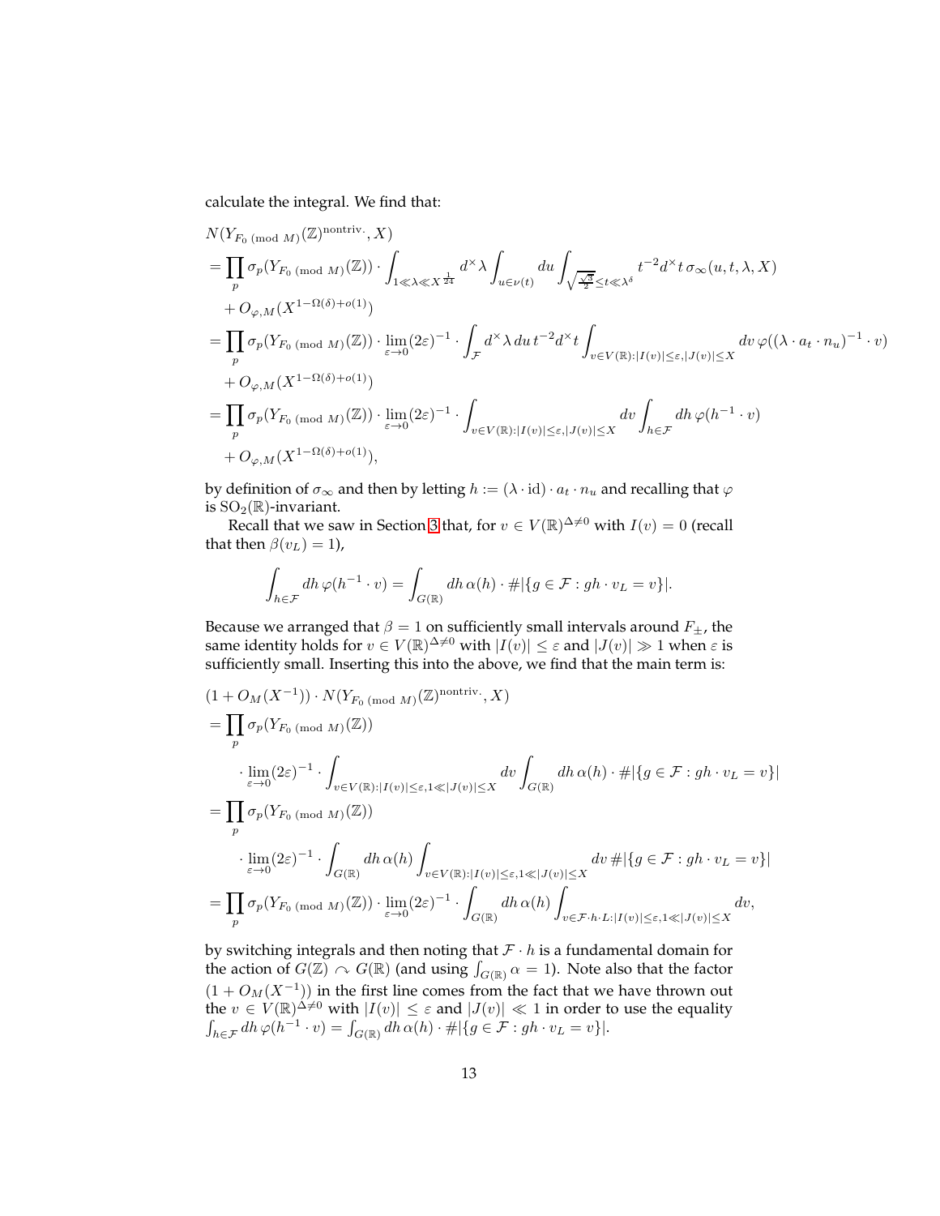calculate the integral. We find that:

$$
\begin{aligned}
&N(Y_{F_0 \pmod M}(\mathbb{Z})^{\text{nontriv.}}, X)\\
&= \prod_p \sigma_p(Y_{F_0 \pmod M}(\mathbb{Z})) \cdot \int_{1 \ll \lambda \ll X^{\frac{1}{24}}} d^\times \lambda \int_{u \in \nu(t)} du \int_{\sqrt{\frac{\sqrt{3}}{2}} \le t \ll \lambda^\delta} t^{-2} d^\times t \, \sigma_\infty(u, t, \lambda, X)\\
&\quad + O_{\varphi, M}(X^{1-\Omega(\delta)+o(1)})\\
&= \prod_p \sigma_p(Y_{F_0 \pmod M}(\mathbb{Z})) \cdot \lim_{\varepsilon \to 0} (2\varepsilon)^{-1} \cdot \int_{\mathcal{F}} d^\times \lambda \, du \, t^{-2} d^\times t \int_{v \in V(\mathbb{R}) : |I(v)| \le \varepsilon, |J(v)| \le X} dv \, \varphi((\lambda \cdot a_t \cdot n_u)^{-1} \cdot v)\\
&\quad + O_{\varphi, M}(X^{1-\Omega(\delta)+o(1)})\\
&= \prod_p \sigma_p(Y_{F_0 \pmod M}(\mathbb{Z})) \cdot \lim_{\varepsilon \to 0} (2\varepsilon)^{-1} \cdot \int_{v \in V(\mathbb{R}) : |I(v)| \le \varepsilon, |J(v)| \le X} dv \int_{h \in \mathcal{F}} dh \, \varphi(h^{-1} \cdot v)\\
&\quad + O_{\varphi, M}(X^{1-\Omega(\delta)+o(1)}),
\end{aligned}
$$

by definition of $\sigma_\infty$ and then by letting $h := (\lambda \cdot \text{id}) \cdot a_t \cdot n_u$ and recalling that $\varphi$ is $\text{SO}_2(\mathbb{R})$-invariant.

Recall that we saw in Section 3 that, for $v \in V(\mathbb{R})^{\Delta \neq 0}$ with $I(v) = 0$ (recall that then $\beta(v_L) = 1$),

$$
\int_{h \in \mathcal{F}} dh \, \varphi(h^{-1} \cdot v) = \int_{G(\mathbb{R})} dh \, \alpha(h) \cdot \#|\{g \in \mathcal{F} : gh \cdot v_L = v\}|.
$$

Because we arranged that $\beta = 1$ on sufficiently small intervals around $F_\pm$, the same identity holds for $v \in V(\mathbb{R})^{\Delta \neq 0}$ with $|I(v)| \le \varepsilon$ and $|J(v)| \gg 1$ when $\varepsilon$ is sufficiently small. Inserting this into the above, we find that the main term is:

$$
\begin{aligned}
&(1 + O_M(X^{-1})) \cdot N(Y_{F_0 \pmod M}(\mathbb{Z})^{\text{nontriv.}}, X)\\
&= \prod_p \sigma_p(Y_{F_0 \pmod M}(\mathbb{Z}))\\
&\quad \cdot \lim_{\varepsilon \to 0} (2\varepsilon)^{-1} \cdot \int_{v \in V(\mathbb{R}) : |I(v)| \le \varepsilon, 1 \ll |J(v)| \le X} dv \int_{G(\mathbb{R})} dh \, \alpha(h) \cdot \#|\{g \in \mathcal{F} : gh \cdot v_L = v\}|\\
&= \prod_p \sigma_p(Y_{F_0 \pmod M}(\mathbb{Z}))\\
&\quad \cdot \lim_{\varepsilon \to 0} (2\varepsilon)^{-1} \cdot \int_{G(\mathbb{R})} dh \, \alpha(h) \int_{v \in V(\mathbb{R}) : |I(v)| \le \varepsilon, 1 \ll |J(v)| \le X} dv \, \#|\{g \in \mathcal{F} : gh \cdot v_L = v\}|\\
&= \prod_p \sigma_p(Y_{F_0 \pmod M}(\mathbb{Z})) \cdot \lim_{\varepsilon \to 0} (2\varepsilon)^{-1} \cdot \int_{G(\mathbb{R})} dh \, \alpha(h) \int_{v \in \mathcal{F} \cdot h \cdot L : |I(v)| \le \varepsilon, 1 \ll |J(v)| \le X} dv,
\end{aligned}
$$

by switching integrals and then noting that $\mathcal{F} \cdot h$ is a fundamental domain for the action of $G(\mathbb{Z}) \curvearrowright G(\mathbb{R})$ (and using $\int_{G(\mathbb{R})} \alpha = 1$). Note also that the factor $(1 + O_M(X^{-1}))$ in the first line comes from the fact that we have thrown out the $v \in V(\mathbb{R})^{\Delta \neq 0}$ with $|I(v)| \le \varepsilon$ and $|J(v)| \ll 1$ in order to use the equality $\int_{h \in \mathcal{F}} dh \, \varphi(h^{-1} \cdot v) = \int_{G(\mathbb{R})} dh \, \alpha(h) \cdot \#|\{g \in \mathcal{F} : gh \cdot v_L = v\}|$.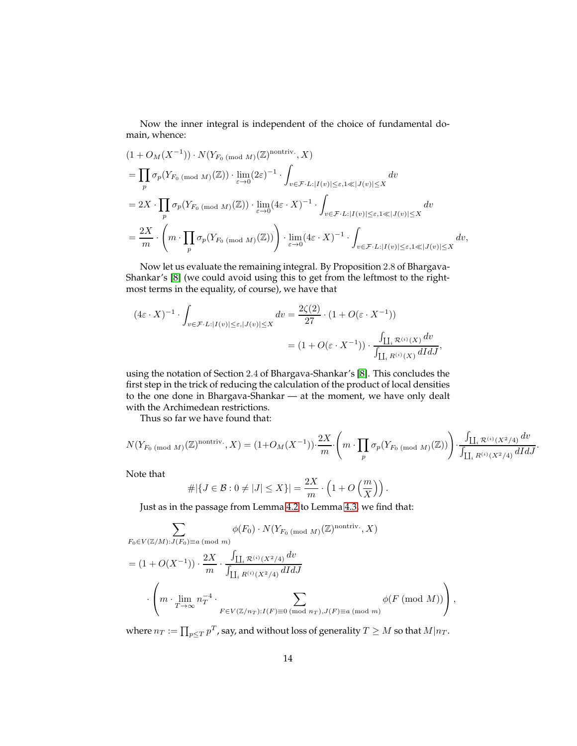Now the inner integral is independent of the choice of fundamental domain, whence:

$$
\begin{aligned}
&(1+O_M(X^{-1}))\cdot N(Y_{F_0 \pmod M}(\mathbb{Z})^{\text{nontriv.}}, X)\\
&= \prod_p \sigma_p(Y_{F_0 \pmod M}(\mathbb{Z}))\cdot \lim_{\varepsilon\to 0}(2\varepsilon)^{-1}\cdot \int_{v\in\mathcal{F}\cdot L: |I(v)|\leq \varepsilon, 1\ll |J(v)|\leq X} dv\\
&= 2X\cdot \prod_p \sigma_p(Y_{F_0 \pmod M}(\mathbb{Z}))\cdot \lim_{\varepsilon\to 0}(4\varepsilon\cdot X)^{-1}\cdot \int_{v\in\mathcal{F}\cdot L: |I(v)|\leq \varepsilon, 1\ll |J(v)|\leq X} dv\\
&= \frac{2X}{m}\cdot\left(m\cdot \prod_p \sigma_p(Y_{F_0 \pmod M}(\mathbb{Z}))\right)\cdot \lim_{\varepsilon\to 0}(4\varepsilon\cdot X)^{-1}\cdot \int_{v\in\mathcal{F}\cdot L: |I(v)|\leq \varepsilon, 1\ll |J(v)|\leq X} dv,
\end{aligned}
$$

Now let us evaluate the remaining integral. By Proposition 2.8 of Bhargava-Shankar's [8] (we could avoid using this to get from the leftmost to the rightmost terms in the equality, of course), we have that

$$
\begin{aligned}
(4\varepsilon\cdot X)^{-1}\cdot \int_{v\in\mathcal{F}\cdot L: |I(v)|\leq \varepsilon, |J(v)|\leq X} dv &= \frac{2\zeta(2)}{27}\cdot (1+O(\varepsilon\cdot X^{-1}))\\
&= (1+O(\varepsilon\cdot X^{-1}))\cdot \frac{\int_{\coprod_i \mathcal{R}^{(i)}(X)} dv}{\int_{\coprod_i R^{(i)}(X)} dIdJ},
\end{aligned}
$$

using the notation of Section 2.4 of Bhargava-Shankar's [8]. This concludes the first step in the trick of reducing the calculation of the product of local densities to the one done in Bhargava-Shankar — at the moment, we have only dealt with the Archimedean restrictions.

Thus so far we have found that:

$$
N(Y_{F_0 \pmod M}(\mathbb{Z})^{\text{nontriv.}}, X) = (1+O_M(X^{-1}))\cdot \frac{2X}{m}\cdot\left(m\cdot \prod_p \sigma_p(Y_{F_0 \pmod M}(\mathbb{Z}))\right)\cdot \frac{\int_{\coprod_i \mathcal{R}^{(i)}(X^2/4)} dv}{\int_{\coprod_i R^{(i)}(X^2/4)} dIdJ}.
$$

Note that

$$
\#|\{J\in\mathcal{B} : 0\neq |J|\leq X\}| = \frac{2X}{m}\cdot\left(1+O\left(\frac{m}{X}\right)\right).
$$

Just as in the passage from Lemma 4.2 to Lemma 4.3, we find that:

$$
\begin{aligned}
&\sum_{F_0\in V(\mathbb{Z}/M): J(F_0)\equiv a \pmod m} \phi(F_0)\cdot N(Y_{F_0 \pmod M}(\mathbb{Z})^{\text{nontriv.}}, X)\\
&= (1+O(X^{-1}))\cdot \frac{2X}{m}\cdot \frac{\int_{\coprod_i \mathcal{R}^{(i)}(X^2/4)} dv}{\int_{\coprod_i R^{(i)}(X^2/4)} dIdJ}\\
&\quad\cdot\left(m\cdot \lim_{T\to\infty} n_T^{-4}\cdot \sum_{F\in V(\mathbb{Z}/n_T): I(F)\equiv 0 \pmod{n_T}, J(F)\equiv a \pmod m} \phi(F \pmod M)\right),
\end{aligned}
$$

where $n_T := \prod_{p\leq T} p^T$, say, and without loss of generality $T\geq M$ so that $M | n_T$.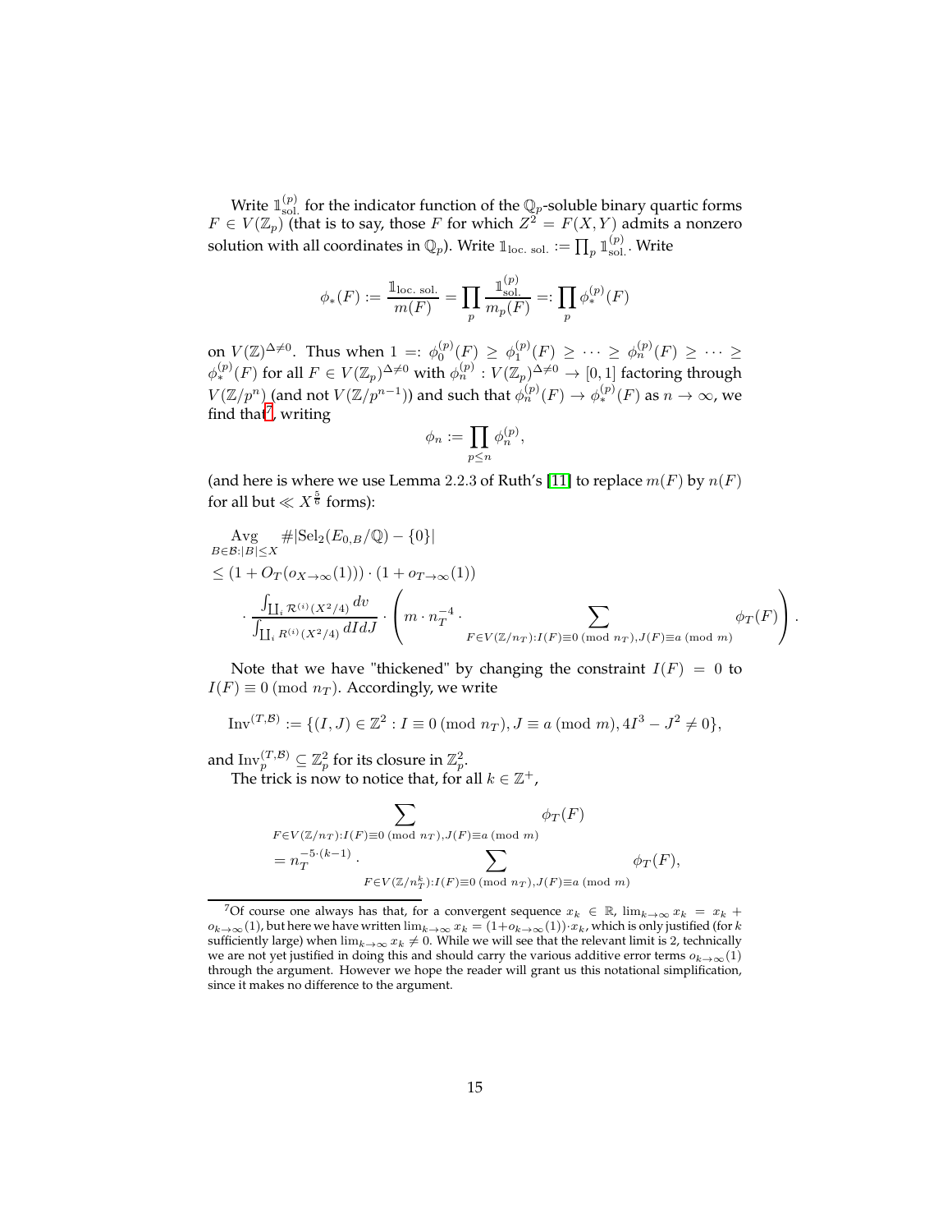Write $\mathbb{1}^{(p)}_{\text{sol.}}$ for the indicator function of the $\mathbb{Q}_p$-soluble binary quartic forms $F \in V(\mathbb{Z}_p)$ (that is to say, those $F$ for which $Z^2 = F(X,Y)$ admits a nonzero solution with all coordinates in $\mathbb{Q}_p$). Write $\mathbb{1}_{\text{loc. sol.}} := \prod_p \mathbb{1}^{(p)}_{\text{sol.}}$. Write

$$\phi_*(F) := \frac{\mathbb{1}_{\text{loc. sol.}}}{m(F)} = \prod_p \frac{\mathbb{1}^{(p)}_{\text{sol.}}}{m_p(F)} =: \prod_p \phi_*^{(p)}(F)$$

on $V(\mathbb{Z})^{\Delta \neq 0}$. Thus when $1 =: \phi_0^{(p)}(F) \geq \phi_1^{(p)}(F) \geq \cdots \geq \phi_n^{(p)}(F) \geq \cdots \geq \phi_*^{(p)}(F)$ for all $F \in V(\mathbb{Z}_p)^{\Delta\neq 0}$ with $\phi_n^{(p)} : V(\mathbb{Z}_p)^{\Delta \neq 0} \to [0,1]$ factoring through $V(\mathbb{Z}/p^n)$ (and not $V(\mathbb{Z}/p^{n-1})$) and such that $\phi_n^{(p)}(F) \to \phi_*^{(p)}(F)$ as $n \to \infty$, we find that[7], writing

$$\phi_n := \prod_{p \leq n} \phi_n^{(p)},$$

(and here is where we use Lemma 2.2.3 of Ruth's [11] to replace $m(F)$ by $n(F)$ for all but $\ll X^{\frac{5}{6}}$ forms):

$$\begin{aligned}
&\operatorname*{Avg}_{B \in \mathcal{B}: |B| \leq X} \#|\mathrm{Sel}_2(E_{0,B}/\mathbb{Q}) - \{0\}| \\
&\leq (1 + O_T(o_{X\to\infty}(1))) \cdot (1 + o_{T\to\infty}(1)) \\
&\quad \cdot \frac{\int_{\coprod_i \mathcal{R}^{(i)}(X^2/4)} dv}{\int_{\coprod_i R^{(i)}(X^2/4)} dIdJ} \cdot \left( m \cdot n_T^{-4} \cdot \sum_{F \in V(\mathbb{Z}/n_T): I(F) \equiv 0 \ (\mathrm{mod}\ n_T), J(F) \equiv a \ (\mathrm{mod}\ m)} \phi_T(F) \right).
\end{aligned}$$

Note that we have "thickened" by changing the constraint $I(F) = 0$ to $I(F) \equiv 0 \ (\mathrm{mod}\ n_T)$. Accordingly, we write

$$\mathrm{Inv}^{(T,\mathcal{B})} := \{(I,J) \in \mathbb{Z}^2 : I \equiv 0 \ (\mathrm{mod}\ n_T), J \equiv a \ (\mathrm{mod}\ m), 4I^3 - J^2 \neq 0\},$$

and $\mathrm{Inv}_p^{(T,\mathcal{B})} \subseteq \mathbb{Z}_p^2$ for its closure in $\mathbb{Z}_p^2$.

The trick is now to notice that, for all $k \in \mathbb{Z}^+$,

$$\begin{aligned}
&\sum_{F \in V(\mathbb{Z}/n_T): I(F) \equiv 0 \ (\mathrm{mod}\ n_T), J(F) \equiv a \ (\mathrm{mod}\ m)} \phi_T(F) \\
&= n_T^{-5\cdot(k-1)} \cdot \sum_{F \in V(\mathbb{Z}/n_T^k): I(F) \equiv 0 \ (\mathrm{mod}\ n_T), J(F) \equiv a \ (\mathrm{mod}\ m)} \phi_T(F),
\end{aligned}$$

[7] Of course one always has that, for a convergent sequence $x_k \in \mathbb{R}$, $\lim_{k\to\infty} x_k = x_k + o_{k\to\infty}(1)$, but here we have written $\lim_{k\to\infty} x_k = (1 + o_{k\to\infty}(1)) \cdot x_k$, which is only justified (for $k$ sufficiently large) when $\lim_{k\to\infty} x_k \neq 0$. While we will see that the relevant limit is 2, technically we are not yet justified in doing this and should carry the various additive error terms $o_{k\to\infty}(1)$ through the argument. However we hope the reader will grant us this notational simplification, since it makes no difference to the argument.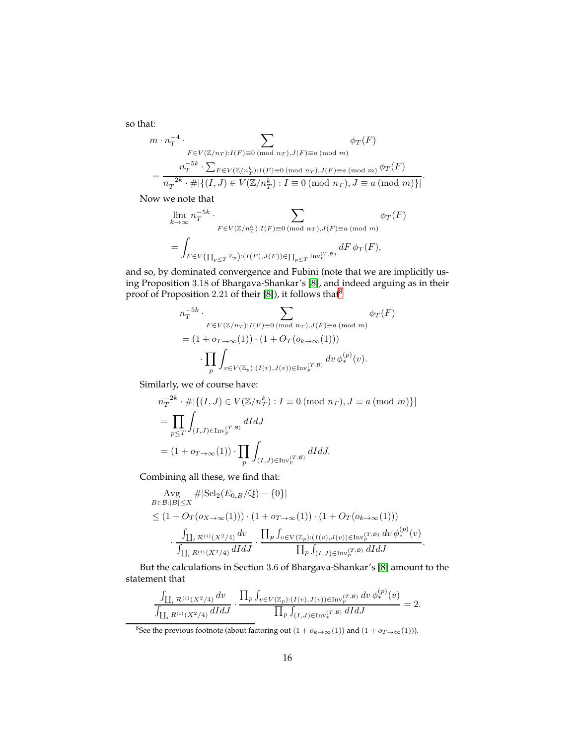so that:

$$
\begin{aligned}
&m \cdot n_T^{-4} \cdot \sum_{F \in V(\mathbb{Z}/n_T): I(F) \equiv 0 \ (\mathrm{mod}\ n_T), J(F) \equiv a \ (\mathrm{mod}\ m)} \phi_T(F) \\
&= \frac{n_T^{-5k} \cdot \sum_{F \in V(\mathbb{Z}/n_T^k): I(F) \equiv 0 \ (\mathrm{mod}\ n_T), J(F) \equiv a \ (\mathrm{mod}\ m)} \phi_T(F)}{n_T^{-2k} \cdot \#|\{(I,J) \in V(\mathbb{Z}/n_T^k) : I \equiv 0 \ (\mathrm{mod}\ n_T), J \equiv a \ (\mathrm{mod}\ m)\}|}.
\end{aligned}
$$

Now we note that

$$
\begin{aligned}
&\lim_{k \to \infty} n_T^{-5k} \cdot \sum_{F \in V(\mathbb{Z}/n_T^k): I(F) \equiv 0 \ (\mathrm{mod}\ n_T), J(F) \equiv a \ (\mathrm{mod}\ m)} \phi_T(F) \\
&= \int_{F \in V\left(\prod_{p \le T} \mathbb{Z}_p\right): (I(F), J(F)) \in \prod_{p \le T} \mathrm{Inv}_p^{(T, \mathcal{B})}} dF \, \phi_T(F),
\end{aligned}
$$

and so, by dominated convergence and Fubini (note that we are implicitly using Proposition 3.18 of Bhargava-Shankar's [8], and indeed arguing as in their proof of Proposition 2.21 of their [8]), it follows that[8]

$$
\begin{aligned}
&n_T^{-5k} \cdot \sum_{F \in V(\mathbb{Z}/n_T): I(F) \equiv 0 \ (\mathrm{mod}\ n_T), J(F) \equiv a \ (\mathrm{mod}\ m)} \phi_T(F) \\
&= (1 + o_{T \to \infty}(1)) \cdot (1 + O_T(o_{k \to \infty}(1))) \\
&\quad \cdot \prod_p \int_{v \in V(\mathbb{Z}_p): (I(v), J(v)) \in \mathrm{Inv}_p^{(T, \mathcal{B})}} dv \, \phi_*^{(p)}(v).
\end{aligned}
$$

Similarly, we of course have:

$$
\begin{aligned}
&n_T^{-2k} \cdot \#|\{(I,J) \in V(\mathbb{Z}/n_T^k) : I \equiv 0 \ (\mathrm{mod}\ n_T), J \equiv a \ (\mathrm{mod}\ m)\}| \\
&= \prod_{p \le T} \int_{(I,J) \in \mathrm{Inv}_p^{(T, \mathcal{B})}} dI dJ \\
&= (1 + o_{T \to \infty}(1)) \cdot \prod_p \int_{(I,J) \in \mathrm{Inv}_p^{(T, \mathcal{B})}} dI dJ.
\end{aligned}
$$

Combining all these, we find that:

$$
\begin{aligned}
&\underset{B \in \mathcal{B}: |B| \le X}{\mathrm{Avg}} \#|\mathrm{Sel}_2(E_{0,B}/\mathbb{Q}) - \{0\}| \\
&\le (1 + O_T(o_{X \to \infty}(1))) \cdot (1 + o_{T \to \infty}(1)) \cdot (1 + O_T(o_{k \to \infty}(1))) \\
&\quad \cdot \frac{\int_{\coprod_i \mathcal{R}^{(i)}(X^2/4)} dv}{\int_{\coprod_i R^{(i)}(X^2/4)} dI dJ} \cdot \frac{\prod_p \int_{v \in V(\mathbb{Z}_p): (I(v), J(v)) \in \mathrm{Inv}_p^{(T, \mathcal{B})}} dv \, \phi_*^{(p)}(v)}{\prod_p \int_{(I,J) \in \mathrm{Inv}_p^{(T, \mathcal{B})}} dI dJ}.
\end{aligned}
$$

But the calculations in Section 3.6 of Bhargava-Shankar's [8] amount to the statement that

$$
\frac{\int_{\coprod_i \mathcal{R}^{(i)}(X^2/4)} dv}{\int_{\coprod_i R^{(i)}(X^2/4)} dI dJ} \cdot \frac{\prod_p \int_{v \in V(\mathbb{Z}_p): (I(v), J(v)) \in \mathrm{Inv}_p^{(T, \mathcal{B})}} dv \, \phi_*^{(p)}(v)}{\prod_p \int_{(I,J) \in \mathrm{Inv}_p^{(T, \mathcal{B})}} dI dJ} = 2.
$$

---

[8] See the previous footnote (about factoring out $(1 + o_{k \to \infty}(1))$ and $(1 + o_{T \to \infty}(1))$).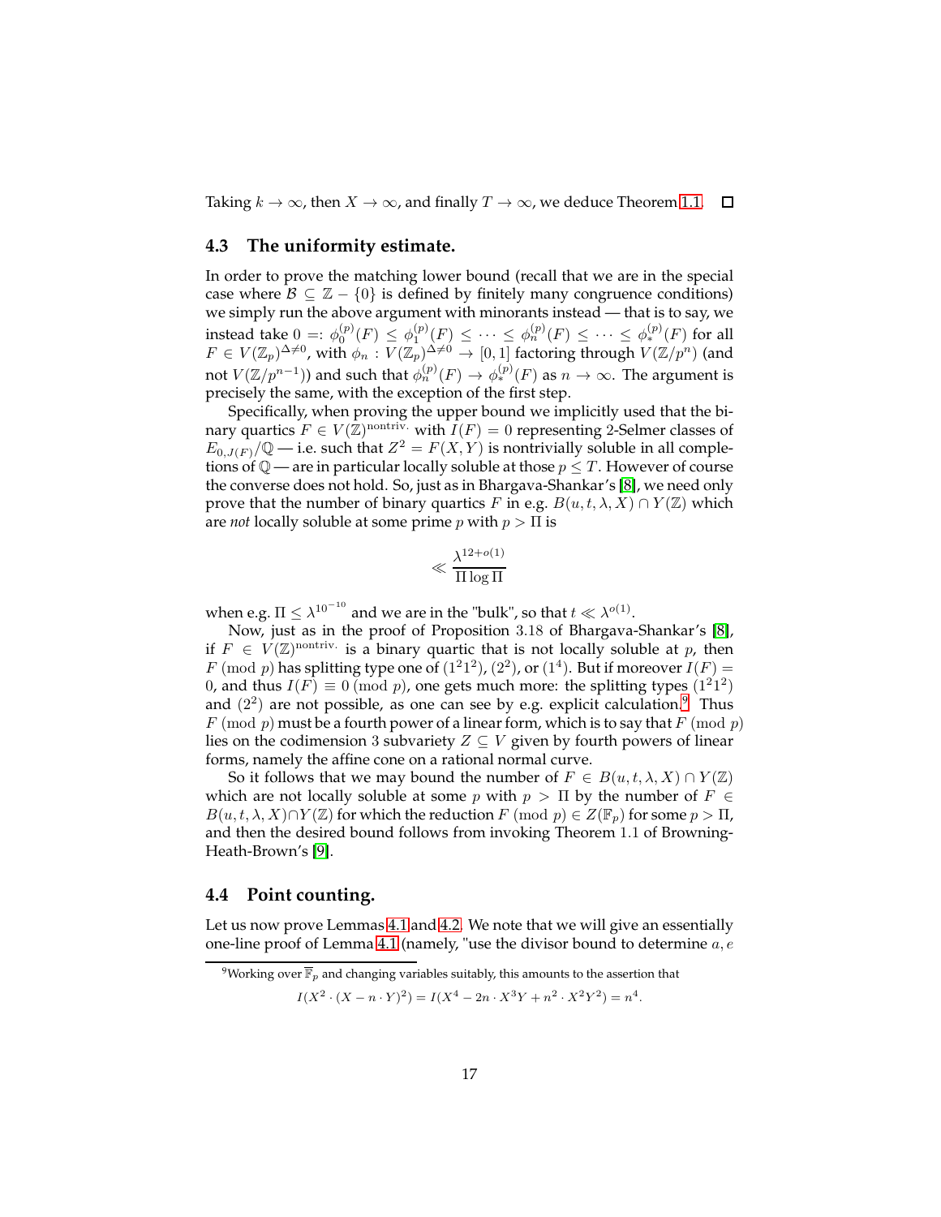Taking $k \to \infty$, then $X \to \infty$, and finally $T \to \infty$, we deduce Theorem 1.1. $\square$

### 4.3 The uniformity estimate.

In order to prove the matching lower bound (recall that we are in the special case where $\mathcal{B} \subseteq \mathbb{Z} - \{0\}$ is defined by finitely many congruence conditions) we simply run the above argument with minorants instead — that is to say, we instead take $0 =: \phi_0^{(p)}(F) \le \phi_1^{(p)}(F) \le \cdots \le \phi_n^{(p)}(F) \le \cdots \le \phi_*^{(p)}(F)$ for all $F \in V(\mathbb{Z}_p)^{\Delta \neq 0}$, with $\phi_n : V(\mathbb{Z}_p)^{\Delta\neq 0} \to [0,1]$ factoring through $V(\mathbb{Z}/p^n)$ (and not $V(\mathbb{Z}/p^{n-1})$) and such that $\phi_n^{(p)}(F) \to \phi_*^{(p)}(F)$ as $n \to \infty$. The argument is precisely the same, with the exception of the first step.

Specifically, when proving the upper bound we implicitly used that the binary quartics $F \in V(\mathbb{Z})^{\text{nontriv.}}$ with $I(F) = 0$ representing 2-Selmer classes of $E_{0,J(F)}/\mathbb{Q}$ — i.e. such that $Z^2 = F(X,Y)$ is nontrivially soluble in all completions of $\mathbb{Q}$ — are in particular locally soluble at those $p \le T$. However of course the converse does not hold. So, just as in Bhargava-Shankar's [8], we need only prove that the number of binary quartics $F$ in e.g. $B(u,t,\lambda,X) \cap Y(\mathbb{Z})$ which are *not* locally soluble at some prime $p$ with $p > \Pi$ is

$$\ll \frac{\lambda^{12+o(1)}}{\Pi \log \Pi}$$

when e.g. $\Pi \le \lambda^{10^{-10}}$ and we are in the "bulk", so that $t \ll \lambda^{o(1)}$.

Now, just as in the proof of Proposition 3.18 of Bhargava-Shankar's [8], if $F \in V(\mathbb{Z})^{\text{nontriv.}}$ is a binary quartic that is not locally soluble at $p$, then $F \pmod{p}$ has splitting type one of $(1^2 1^2)$, $(2^2)$, or $(1^4)$. But if moreover $I(F) = 0$, and thus $I(F) \equiv 0 \pmod{p}$, one gets much more: the splitting types $(1^2 1^2)$ and $(2^2)$ are not possible, as one can see by e.g. explicit calculation.[9] Thus $F \pmod{p}$ must be a fourth power of a linear form, which is to say that $F \pmod{p}$ lies on the codimension 3 subvariety $Z \subseteq V$ given by fourth powers of linear forms, namely the affine cone on a rational normal curve.

So it follows that we may bound the number of $F \in B(u,t,\lambda,X) \cap Y(\mathbb{Z})$ which are not locally soluble at some $p$ with $p > \Pi$ by the number of $F \in B(u,t,\lambda,X) \cap Y(\mathbb{Z})$ for which the reduction $F \pmod{p} \in Z(\mathbb{F}_p)$ for some $p > \Pi$, and then the desired bound follows from invoking Theorem 1.1 of Browning-Heath-Brown's [9].

### 4.4 Point counting.

Let us now prove Lemmas 4.1 and 4.2. We note that we will give an essentially one-line proof of Lemma 4.1 (namely, "use the divisor bound to determine $a, e$

[9] Working over $\overline{\mathbb{F}}_p$ and changing variables suitably, this amounts to the assertion that

$$I(X^2 \cdot (X - n \cdot Y)^2) = I(X^4 - 2n \cdot X^3 Y + n^2 \cdot X^2 Y^2) = n^4.$$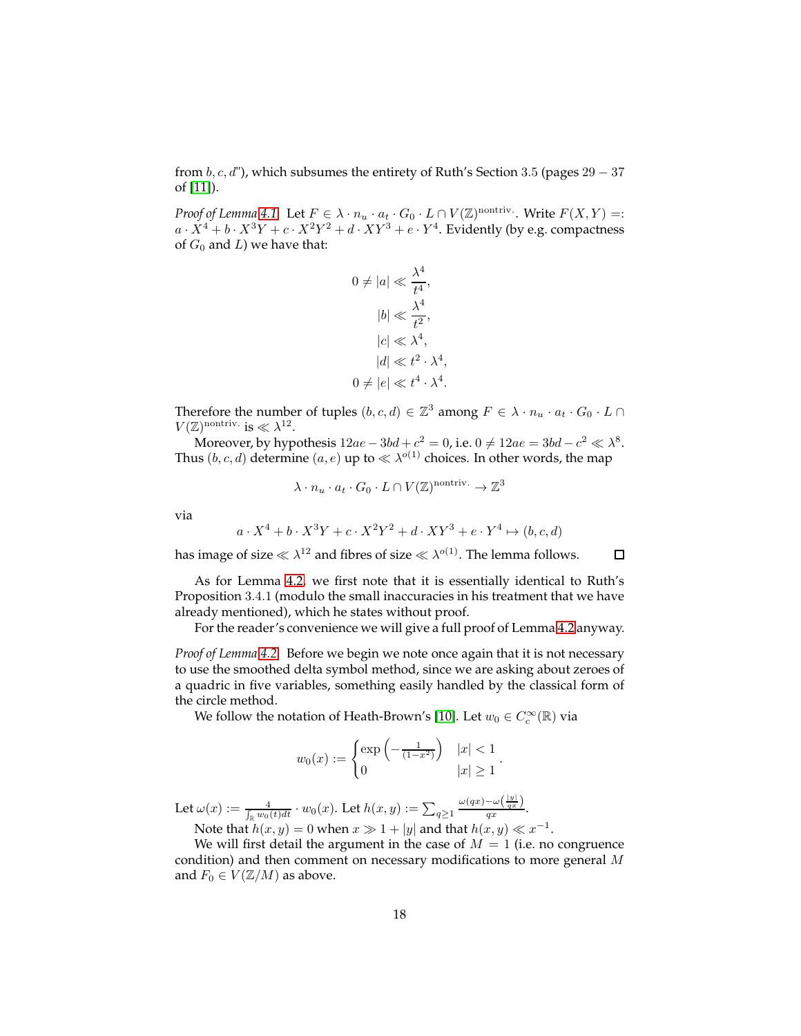from $b, c, d$"), which subsumes the entirety of Ruth's Section 3.5 (pages $29-37$ of [11]).

*Proof of Lemma 4.1.* Let $F \in \lambda \cdot n_u \cdot a_t \cdot G_0 \cdot L \cap V(\mathbb{Z})^{\text{nontriv.}}$. Write $F(X,Y) =: a \cdot X^4 + b \cdot X^3 Y + c \cdot X^2 Y^2 + d \cdot XY^3 + e \cdot Y^4$. Evidently (by e.g. compactness of $G_0$ and $L$) we have that:

$$
\begin{aligned}
0 \neq |a| &\ll \frac{\lambda^4}{t^4}, \\
|b| &\ll \frac{\lambda^4}{t^2}, \\
|c| &\ll \lambda^4, \\
|d| &\ll t^2 \cdot \lambda^4, \\
0 \neq |e| &\ll t^4 \cdot \lambda^4.
\end{aligned}
$$

Therefore the number of tuples $(b, c, d) \in \mathbb{Z}^3$ among $F \in \lambda \cdot n_u \cdot a_t \cdot G_0 \cdot L \cap V(\mathbb{Z})^{\text{nontriv.}}$ is $\ll \lambda^{12}$.

Moreover, by hypothesis $12ae - 3bd + c^2 = 0$, i.e. $0 \neq 12ae = 3bd - c^2 \ll \lambda^8$. Thus $(b, c, d)$ determine $(a, e)$ up to $\ll \lambda^{o(1)}$ choices. In other words, the map

$$
\lambda \cdot n_u \cdot a_t \cdot G_0 \cdot L \cap V(\mathbb{Z})^{\text{nontriv.}} \to \mathbb{Z}^3
$$

via

$$
a \cdot X^4 + b \cdot X^3 Y + c \cdot X^2 Y^2 + d \cdot XY^3 + e \cdot Y^4 \mapsto (b, c, d)
$$

has image of size $\ll \lambda^{12}$ and fibres of size $\ll \lambda^{o(1)}$. The lemma follows. $\square$

As for Lemma 4.2, we first note that it is essentially identical to Ruth's Proposition 3.4.1 (modulo the small inaccuracies in his treatment that we have already mentioned), which he states without proof.

For the reader's convenience we will give a full proof of Lemma 4.2 anyway.

*Proof of Lemma 4.2.* Before we begin we note once again that it is not necessary to use the smoothed delta symbol method, since we are asking about zeroes of a quadric in five variables, something easily handled by the classical form of the circle method.

We follow the notation of Heath-Brown's [10]. Let $w_0 \in C_c^\infty(\mathbb{R})$ via

$$
w_0(x) := \begin{cases} \exp\left(-\frac{1}{(1-x^2)}\right) & |x| < 1 \\ 0 & |x| \geq 1 \end{cases}.
$$

Let $\omega(x) := \frac{4}{\int_{\mathbb{R}} w_0(t)dt} \cdot w_0(x)$. Let $h(x,y) := \sum_{q \geq 1} \frac{\omega(qx) - \omega\left(\frac{|y|}{qx}\right)}{qx}$.

Note that $h(x,y) = 0$ when $x \gg 1 + |y|$ and that $h(x,y) \ll x^{-1}$.

We will first detail the argument in the case of $M = 1$ (i.e. no congruence condition) and then comment on necessary modifications to more general $M$ and $F_0 \in V(\mathbb{Z}/M)$ as above.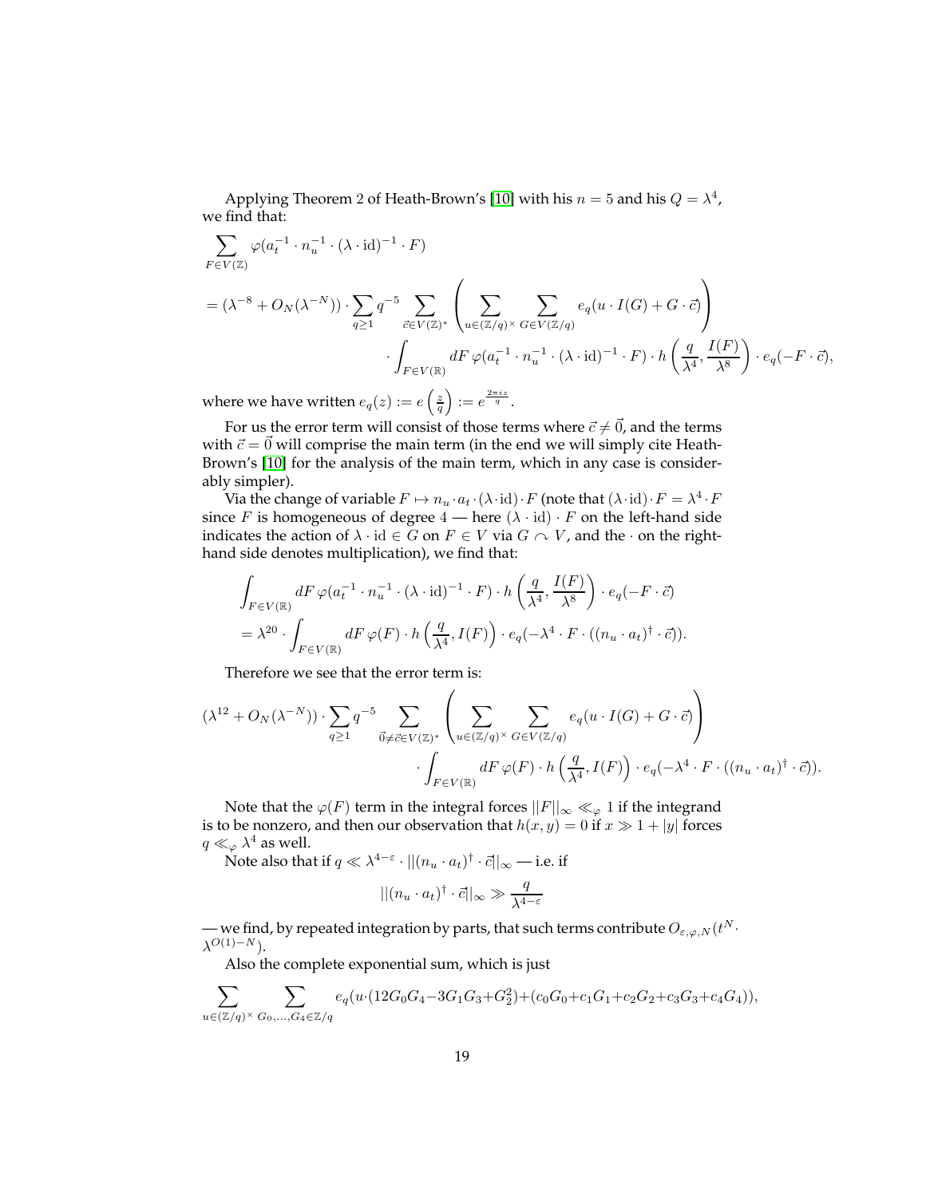Applying Theorem 2 of Heath-Brown's [10] with his $n = 5$ and his $Q = \lambda^4$, we find that:

$$\sum_{F \in V(\mathbb{Z})} \varphi(a_t^{-1} \cdot n_u^{-1} \cdot (\lambda \cdot \mathrm{id})^{-1} \cdot F)$$

$$= (\lambda^{-8} + O_N(\lambda^{-N})) \cdot \sum_{q \geq 1} q^{-5} \sum_{\vec{c} \in V(\mathbb{Z})^*} \left( \sum_{u \in (\mathbb{Z}/q)^\times} \sum_{G \in V(\mathbb{Z}/q)} e_q(u \cdot I(G) + G \cdot \vec{c}) \right) \cdot \int_{F \in V(\mathbb{R})} dF \, \varphi(a_t^{-1} \cdot n_u^{-1} \cdot (\lambda \cdot \mathrm{id})^{-1} \cdot F) \cdot h\left(\frac{q}{\lambda^4}, \frac{I(F)}{\lambda^8}\right) \cdot e_q(-F \cdot \vec{c}),$$

where we have written $e_q(z) := e\left(\frac{z}{q}\right) := e^{\frac{2\pi i z}{q}}$.

For us the error term will consist of those terms where $\vec{c} \neq \vec{0}$, and the terms with $\vec{c} = \vec{0}$ will comprise the main term (in the end we will simply cite Heath-Brown's [10] for the analysis of the main term, which in any case is considerably simpler).

Via the change of variable $F \mapsto n_u \cdot a_t \cdot (\lambda \cdot \mathrm{id}) \cdot F$ (note that $(\lambda \cdot \mathrm{id}) \cdot F = \lambda^4 \cdot F$ since $F$ is homogeneous of degree $4$ — here $(\lambda \cdot \mathrm{id}) \cdot F$ on the left-hand side indicates the action of $\lambda \cdot \mathrm{id} \in G$ on $F \in V$ via $G \curvearrowright V$, and the $\cdot$ on the right-hand side denotes multiplication), we find that:

$$\int_{F \in V(\mathbb{R})} dF \, \varphi(a_t^{-1} \cdot n_u^{-1} \cdot (\lambda \cdot \mathrm{id})^{-1} \cdot F) \cdot h\left(\frac{q}{\lambda^4}, \frac{I(F)}{\lambda^8}\right) \cdot e_q(-F \cdot \vec{c})$$

$$= \lambda^{20} \cdot \int_{F \in V(\mathbb{R})} dF \, \varphi(F) \cdot h\left(\frac{q}{\lambda^4}, I(F)\right) \cdot e_q(-\lambda^4 \cdot F \cdot ((n_u \cdot a_t)^\dagger \cdot \vec{c})).$$

Therefore we see that the error term is:

$$(\lambda^{12} + O_N(\lambda^{-N})) \cdot \sum_{q \geq 1} q^{-5} \sum_{\vec{0} \neq \vec{c} \in V(\mathbb{Z})^*} \left( \sum_{u \in (\mathbb{Z}/q)^\times} \sum_{G \in V(\mathbb{Z}/q)} e_q(u \cdot I(G) + G \cdot \vec{c}) \right) \cdot \int_{F \in V(\mathbb{R})} dF \, \varphi(F) \cdot h\left(\frac{q}{\lambda^4}, I(F)\right) \cdot e_q(-\lambda^4 \cdot F \cdot ((n_u \cdot a_t)^\dagger \cdot \vec{c})).$$

Note that the $\varphi(F)$ term in the integral forces $||F||_\infty \ll_\varphi 1$ if the integrand is to be nonzero, and then our observation that $h(x, y) = 0$ if $x \gg 1 + |y|$ forces $q \ll_\varphi \lambda^4$ as well.

Note also that if $q \ll \lambda^{4-\varepsilon} \cdot ||(n_u \cdot a_t)^\dagger \cdot \vec{c}||_\infty$ — i.e. if

$$||(n_u \cdot a_t)^\dagger \cdot \vec{c}||_\infty \gg \frac{q}{\lambda^{4-\varepsilon}}$$

— we find, by repeated integration by parts, that such terms contribute $O_{\varepsilon,\varphi,N}(t^N \cdot \lambda^{O(1)-N})$.

Also the complete exponential sum, which is just

$$\sum_{u \in (\mathbb{Z}/q)^\times} \sum_{G_0, \ldots, G_4 \in \mathbb{Z}/q} e_q(u \cdot (12 G_0 G_4 - 3 G_1 G_3 + G_2^2) + (c_0 G_0 + c_1 G_1 + c_2 G_2 + c_3 G_3 + c_4 G_4)),$$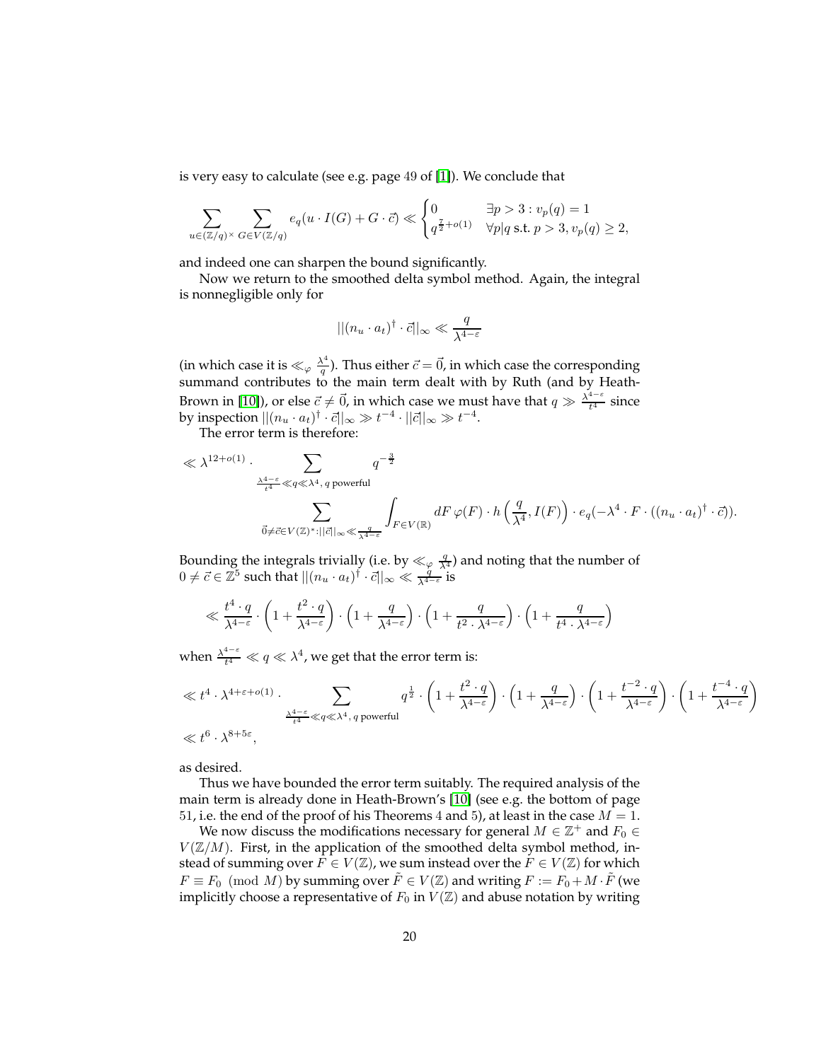is very easy to calculate (see e.g. page 49 of [1]). We conclude that

$$\sum_{u \in (\mathbb{Z}/q)^\times} \sum_{G \in V(\mathbb{Z}/q)} e_q(u \cdot I(G) + G \cdot \vec{c}) \ll \begin{cases} 0 & \exists p > 3 : v_p(q) = 1 \\ q^{\frac{7}{2}+o(1)} & \forall p | q \text{ s.t. } p > 3, v_p(q) \geq 2, \end{cases}$$

and indeed one can sharpen the bound significantly.

Now we return to the smoothed delta symbol method. Again, the integral is nonnegligible only for

$$||(n_u \cdot a_t)^\dagger \cdot \vec{c}||_\infty \ll \frac{q}{\lambda^{4-\varepsilon}}$$

(in which case it is $\ll_\varphi \frac{\lambda^4}{q}$). Thus either $\vec{c} = \vec{0}$, in which case the corresponding summand contributes to the main term dealt with by Ruth (and by Heath-Brown in [10]), or else $\vec{c} \neq \vec{0}$, in which case we must have that $q \gg \frac{\lambda^{4-\varepsilon}}{t^4}$ since by inspection $||(n_u \cdot a_t)^\dagger \cdot \vec{c}||_\infty \gg t^{-4} \cdot ||\vec{c}||_\infty \gg t^{-4}$.

The error term is therefore:

$$\ll \lambda^{12+o(1)} \cdot \sum_{\frac{\lambda^{4-\varepsilon}}{t^4} \ll q \ll \lambda^4,\, q \text{ powerful}} q^{-\frac{3}{2}} \sum_{\vec{0} \neq \vec{c} \in V(\mathbb{Z})^* : ||\vec{c}||_\infty \ll \frac{q}{\lambda^{4-\varepsilon}}} \int_{F \in V(\mathbb{R})} dF\, \varphi(F) \cdot h\left(\frac{q}{\lambda^4}, I(F)\right) \cdot e_q(-\lambda^4 \cdot F \cdot ((n_u \cdot a_t)^\dagger \cdot \vec{c})).$$

Bounding the integrals trivially (i.e. by $\ll_\varphi \frac{q}{\lambda^4}$) and noting that the number of $0 \neq \vec{c} \in \mathbb{Z}^5$ such that $||(n_u \cdot a_t)^\dagger \cdot \vec{c}||_\infty \ll \frac{q}{\lambda^{4-\varepsilon}}$ is

$$\ll \frac{t^4 \cdot q}{\lambda^{4-\varepsilon}} \cdot \left(1 + \frac{t^2 \cdot q}{\lambda^{4-\varepsilon}}\right) \cdot \left(1 + \frac{q}{\lambda^{4-\varepsilon}}\right) \cdot \left(1 + \frac{q}{t^2 \cdot \lambda^{4-\varepsilon}}\right) \cdot \left(1 + \frac{q}{t^4 \cdot \lambda^{4-\varepsilon}}\right)$$

when $\frac{\lambda^{4-\varepsilon}}{t^4} \ll q \ll \lambda^4$, we get that the error term is:

$$\ll t^4 \cdot \lambda^{4+\varepsilon+o(1)} \cdot \sum_{\frac{\lambda^{4-\varepsilon}}{t^4} \ll q \ll \lambda^4,\, q \text{ powerful}} q^{\frac{1}{2}} \cdot \left(1 + \frac{t^2 \cdot q}{\lambda^{4-\varepsilon}}\right) \cdot \left(1 + \frac{q}{\lambda^{4-\varepsilon}}\right) \cdot \left(1 + \frac{t^{-2} \cdot q}{\lambda^{4-\varepsilon}}\right) \cdot \left(1 + \frac{t^{-4} \cdot q}{\lambda^{4-\varepsilon}}\right)$$
$$\ll t^6 \cdot \lambda^{8+5\varepsilon},$$

as desired.

Thus we have bounded the error term suitably. The required analysis of the main term is already done in Heath-Brown's [10] (see e.g. the bottom of page 51, i.e. the end of the proof of his Theorems 4 and 5), at least in the case $M = 1$.

We now discuss the modifications necessary for general $M \in \mathbb{Z}^+$ and $F_0 \in V(\mathbb{Z}/M)$. First, in the application of the smoothed delta symbol method, instead of summing over $F \in V(\mathbb{Z})$, we sum instead over the $F \in V(\mathbb{Z})$ for which $F \equiv F_0 \pmod{M}$ by summing over $\tilde{F} \in V(\mathbb{Z})$ and writing $F := F_0 + M \cdot \tilde{F}$ (we implicitly choose a representative of $F_0$ in $V(\mathbb{Z})$ and abuse notation by writing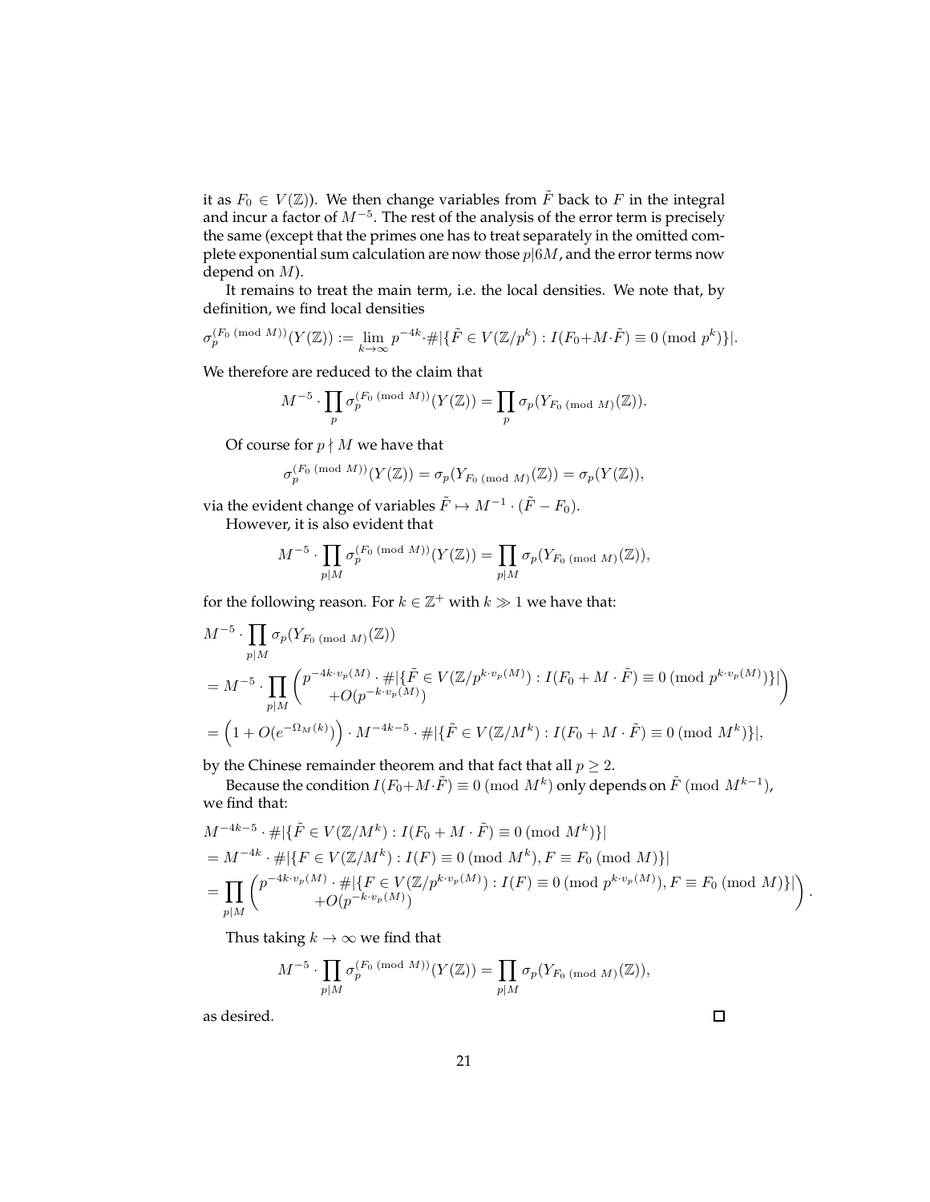it as $F_0 \in V(\mathbb{Z})$). We then change variables from $\tilde{F}$ back to $F$ in the integral and incur a factor of $M^{-5}$. The rest of the analysis of the error term is precisely the same (except that the primes one has to treat separately in the omitted complete exponential sum calculation are now those $p|6M$, and the error terms now depend on $M$).

It remains to treat the main term, i.e. the local densities. We note that, by definition, we find local densities

$$\sigma_p^{(F_0 \,(\mathrm{mod}\, M))}(Y(\mathbb{Z})) := \lim_{k\to\infty} p^{-4k} \cdot \#|\{\tilde{F} \in V(\mathbb{Z}/p^k) : I(F_0 + M\cdot\tilde{F}) \equiv 0 \,(\mathrm{mod}\, p^k)\}|.$$

We therefore are reduced to the claim that

$$M^{-5} \cdot \prod_p \sigma_p^{(F_0 \,(\mathrm{mod}\, M))}(Y(\mathbb{Z})) = \prod_p \sigma_p(Y_{F_0 \,(\mathrm{mod}\, M)}(\mathbb{Z})).$$

Of course for $p \nmid M$ we have that

$$\sigma_p^{(F_0 \,(\mathrm{mod}\, M))}(Y(\mathbb{Z})) = \sigma_p(Y_{F_0 \,(\mathrm{mod}\, M)}(\mathbb{Z})) = \sigma_p(Y(\mathbb{Z})),$$

via the evident change of variables $\tilde{F} \mapsto M^{-1} \cdot (\tilde{F} - F_0)$.

However, it is also evident that

$$M^{-5} \cdot \prod_{p|M} \sigma_p^{(F_0 \,(\mathrm{mod}\, M))}(Y(\mathbb{Z})) = \prod_{p|M} \sigma_p(Y_{F_0 \,(\mathrm{mod}\, M)}(\mathbb{Z})),$$

for the following reason. For $k \in \mathbb{Z}^+$ with $k \gg 1$ we have that:

$$\begin{aligned}
&M^{-5} \cdot \prod_{p|M} \sigma_p(Y_{F_0 \,(\mathrm{mod}\, M)}(\mathbb{Z})) \\
&= M^{-5} \cdot \prod_{p|M} \begin{pmatrix} p^{-4k\cdot v_p(M)} \cdot \#|\{\tilde{F} \in V(\mathbb{Z}/p^{k\cdot v_p(M)}) : I(F_0 + M\cdot \tilde{F}) \equiv 0 \,(\mathrm{mod}\, p^{k\cdot v_p(M)})\}| \\ +O(p^{-k\cdot v_p(M)}) \end{pmatrix} \\
&= \left(1 + O(e^{-\Omega_M(k)})\right) \cdot M^{-4k-5} \cdot \#|\{\tilde{F} \in V(\mathbb{Z}/M^k) : I(F_0 + M\cdot\tilde{F}) \equiv 0 \,(\mathrm{mod}\, M^k)\}|,
\end{aligned}$$

by the Chinese remainder theorem and that fact that all $p \geq 2$.

Because the condition $I(F_0 + M\cdot\tilde{F}) \equiv 0 \,(\mathrm{mod}\, M^k)$ only depends on $\tilde{F} \,(\mathrm{mod}\, M^{k-1})$, we find that:

$$\begin{aligned}
&M^{-4k-5} \cdot \#|\{\tilde{F} \in V(\mathbb{Z}/M^k) : I(F_0 + M\cdot\tilde{F}) \equiv 0 \,(\mathrm{mod}\, M^k)\}| \\
&= M^{-4k} \cdot \#|\{F \in V(\mathbb{Z}/M^k) : I(F) \equiv 0 \,(\mathrm{mod}\, M^k), F \equiv F_0 \,(\mathrm{mod}\, M)\}| \\
&= \prod_{p|M} \begin{pmatrix} p^{-4k\cdot v_p(M)} \cdot \#|\{F \in V(\mathbb{Z}/p^{k\cdot v_p(M)}) : I(F) \equiv 0 \,(\mathrm{mod}\, p^{k\cdot v_p(M)}), F \equiv F_0 \,(\mathrm{mod}\, M)\}| \\ +O(p^{-k\cdot v_p(M)}) \end{pmatrix}.
\end{aligned}$$

Thus taking $k \to \infty$ we find that

$$M^{-5} \cdot \prod_{p|M} \sigma_p^{(F_0 \,(\mathrm{mod}\, M))}(Y(\mathbb{Z})) = \prod_{p|M} \sigma_p(Y_{F_0 \,(\mathrm{mod}\, M)}(\mathbb{Z})),$$

as desired. □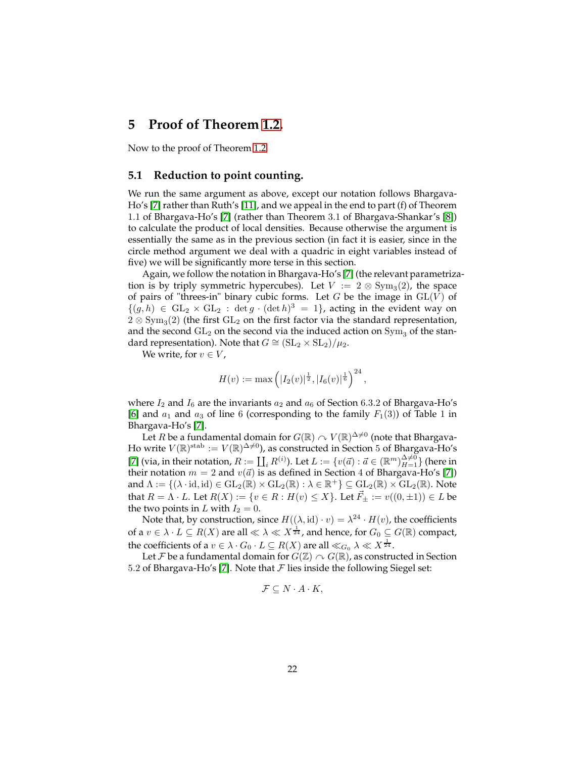# 5 Proof of Theorem 1.2.

Now to the proof of Theorem 1.2.

## 5.1 Reduction to point counting.

We run the same argument as above, except our notation follows Bhargava-Ho's [7] rather than Ruth's [11], and we appeal in the end to part (f) of Theorem 1.1 of Bhargava-Ho's [7] (rather than Theorem 3.1 of Bhargava-Shankar's [8]) to calculate the product of local densities. Because otherwise the argument is essentially the same as in the previous section (in fact it is easier, since in the circle method argument we deal with a quadric in eight variables instead of five) we will be significantly more terse in this section.

Again, we follow the notation in Bhargava-Ho's [7] (the relevant parametrization is by triply symmetric hypercubes). Let $V := 2 \otimes \mathrm{Sym}_3(2)$, the space of pairs of "threes-in" binary cubic forms. Let $G$ be the image in $\mathrm{GL}(V)$ of $\{(g,h) \in \mathrm{GL}_2 \times \mathrm{GL}_2 : \det g \cdot (\det h)^3 = 1\}$, acting in the evident way on $2 \otimes \mathrm{Sym}_3(2)$ (the first $\mathrm{GL}_2$ on the first factor via the standard representation, and the second $\mathrm{GL}_2$ on the second via the induced action on $\mathrm{Sym}_3$ of the standard representation). Note that $G \cong (\mathrm{SL}_2 \times \mathrm{SL}_2)/\mu_2$.

We write, for $v \in V$,

$$H(v) := \max\left(|I_2(v)|^{\frac{1}{2}}, |I_6(v)|^{\frac{1}{6}}\right)^{24},$$

where $I_2$ and $I_6$ are the invariants $a_2$ and $a_6$ of Section 6.3.2 of Bhargava-Ho's [6] and $a_1$ and $a_3$ of line 6 (corresponding to the family $F_1(3)$) of Table 1 in Bhargava-Ho's [7].

Let $R$ be a fundamental domain for $G(\mathbb{R}) \curvearrowright V(\mathbb{R})^{\Delta \neq 0}$ (note that Bhargava-Ho write $V(\mathbb{R})^{\mathrm{stab}} := V(\mathbb{R})^{\Delta \neq 0}$), as constructed in Section 5 of Bhargava-Ho's [7] (via, in their notation, $R := \coprod_i R^{(i)}$). Let $L := \{v(\vec{a}) : \vec{a} \in (\mathbb{R}^m)^{\Delta \neq 0}_{H=1}\}$ (here in their notation $m = 2$ and $v(\vec{a})$ is as defined in Section 4 of Bhargava-Ho's [7]) and $\Lambda := \{(\lambda \cdot \mathrm{id}, \mathrm{id}) \in \mathrm{GL}_2(\mathbb{R}) \times \mathrm{GL}_2(\mathbb{R}) : \lambda \in \mathbb{R}^+\} \subseteq \mathrm{GL}_2(\mathbb{R}) \times \mathrm{GL}_2(\mathbb{R})$. Note that $R = \Lambda \cdot L$. Let $R(X) := \{v \in R : H(v) \leq X\}$. Let $\vec{F}_\pm := v((0, \pm 1)) \in L$ be the two points in $L$ with $I_2 = 0$.

Note that, by construction, since $H((\lambda, \mathrm{id}) \cdot v) = \lambda^{24} \cdot H(v)$, the coefficients of a $v \in \lambda \cdot L \subseteq R(X)$ are all $\ll \lambda \ll X^{\frac{1}{24}}$, and hence, for $G_0 \subseteq G(\mathbb{R})$ compact, the coefficients of a $v \in \lambda \cdot G_0 \cdot L \subseteq R(X)$ are all $\ll_{G_0} \lambda \ll X^{\frac{1}{24}}$.

Let $\mathcal{F}$ be a fundamental domain for $G(\mathbb{Z}) \curvearrowright G(\mathbb{R})$, as constructed in Section 5.2 of Bhargava-Ho's [7]. Note that $\mathcal{F}$ lies inside the following Siegel set:

$$\mathcal{F} \subseteq N \cdot A \cdot K,$$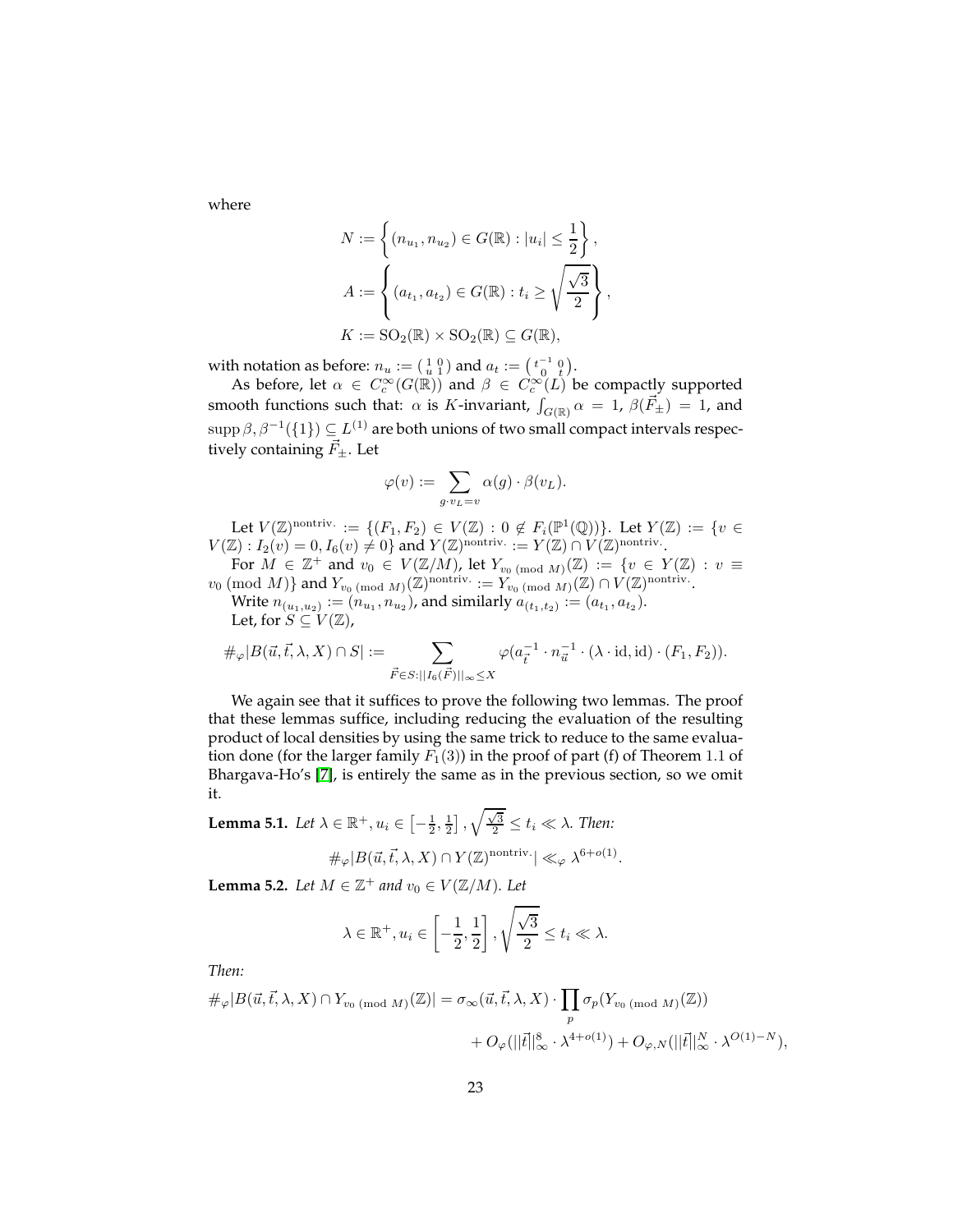where

$$N := \left\{ (n_{u_1}, n_{u_2}) \in G(\mathbb{R}) : |u_i| \leq \frac{1}{2} \right\},$$

$$A := \left\{ (a_{t_1}, a_{t_2}) \in G(\mathbb{R}) : t_i \geq \sqrt{\frac{\sqrt{3}}{2}} \right\},$$

$$K := \mathrm{SO}_2(\mathbb{R}) \times \mathrm{SO}_2(\mathbb{R}) \subseteq G(\mathbb{R}),$$

with notation as before: $n_u := \left(\begin{smallmatrix} 1 & 0 \\ u & 1 \end{smallmatrix}\right)$ and $a_t := \left(\begin{smallmatrix} t^{-1} & 0 \\ 0 & t \end{smallmatrix}\right)$.

As before, let $\alpha \in C_c^\infty(G(\mathbb{R}))$ and $\beta \in C_c^\infty(L)$ be compactly supported smooth functions such that: $\alpha$ is $K$-invariant, $\int_{G(\mathbb{R})} \alpha = 1$, $\beta(\vec{F}_\pm) = 1$, and $\operatorname{supp} \beta, \beta^{-1}(\{1\}) \subseteq L^{(1)}$ are both unions of two small compact intervals respectively containing $\vec{F}_\pm$. Let

$$\varphi(v) := \sum_{g \cdot v_L = v} \alpha(g) \cdot \beta(v_L).$$

Let $V(\mathbb{Z})^{\mathrm{nontriv.}} := \{(F_1, F_2) \in V(\mathbb{Z}) : 0 \notin F_i(\mathbb{P}^1(\mathbb{Q}))\}$. Let $Y(\mathbb{Z}) := \{v \in V(\mathbb{Z}) : I_2(v) = 0, I_6(v) \neq 0\}$ and $Y(\mathbb{Z})^{\mathrm{nontriv.}} := Y(\mathbb{Z}) \cap V(\mathbb{Z})^{\mathrm{nontriv.}}$.

For $M \in \mathbb{Z}^+$ and $v_0 \in V(\mathbb{Z}/M)$, let $Y_{v_0 \ (\mathrm{mod}\ M)}(\mathbb{Z}) := \{v \in Y(\mathbb{Z}) : v \equiv v_0 \ (\mathrm{mod}\ M)\}$ and $Y_{v_0 \ (\mathrm{mod}\ M)}(\mathbb{Z})^{\mathrm{nontriv.}} := Y_{v_0 \ (\mathrm{mod}\ M)}(\mathbb{Z}) \cap V(\mathbb{Z})^{\mathrm{nontriv.}}$.

Write $n_{(u_1, u_2)} := (n_{u_1}, n_{u_2})$, and similarly $a_{(t_1, t_2)} := (a_{t_1}, a_{t_2})$.

Let, for $S \subseteq V(\mathbb{Z})$,

$$\#_\varphi |B(\vec{u}, \vec{t}, \lambda, X) \cap S| := \sum_{\vec{F} \in S : ||I_6(\vec{F})||_\infty \leq X} \varphi(a_{\vec{t}}^{-1} \cdot n_{\vec{u}}^{-1} \cdot (\lambda \cdot \mathrm{id}, \mathrm{id}) \cdot (F_1, F_2)).$$

We again see that it suffices to prove the following two lemmas. The proof that these lemmas suffice, including reducing the evaluation of the resulting product of local densities by using the same trick to reduce to the same evaluation done (for the larger family $F_1(3)$) in the proof of part (f) of Theorem 1.1 of Bhargava-Ho's [7], is entirely the same as in the previous section, so we omit it.

**Lemma 5.1.** *Let $\lambda \in \mathbb{R}^+, u_i \in \left[-\frac{1}{2}, \frac{1}{2}\right], \sqrt{\frac{\sqrt{3}}{2}} \leq t_i \ll \lambda$. Then:*

$$\#_\varphi |B(\vec{u}, \vec{t}, \lambda, X) \cap Y(\mathbb{Z})^{\mathrm{nontriv.}}| \ll_\varphi \lambda^{6+o(1)}.$$

**Lemma 5.2.** *Let $M \in \mathbb{Z}^+$ and $v_0 \in V(\mathbb{Z}/M)$. Let*

$$\lambda \in \mathbb{R}^+, u_i \in \left[-\frac{1}{2}, \frac{1}{2}\right], \sqrt{\frac{\sqrt{3}}{2}} \leq t_i \ll \lambda.$$

*Then:*

$$\#_\varphi |B(\vec{u}, \vec{t}, \lambda, X) \cap Y_{v_0 \ (\mathrm{mod}\ M)}(\mathbb{Z})| = \sigma_\infty(\vec{u}, \vec{t}, \lambda, X) \cdot \prod_p \sigma_p(Y_{v_0 \ (\mathrm{mod}\ M)}(\mathbb{Z}))$$
$$+ O_\varphi(||\vec{t}||_\infty^8 \cdot \lambda^{4+o(1)}) + O_{\varphi,N}(||\vec{t}||_\infty^N \cdot \lambda^{O(1)-N}),$$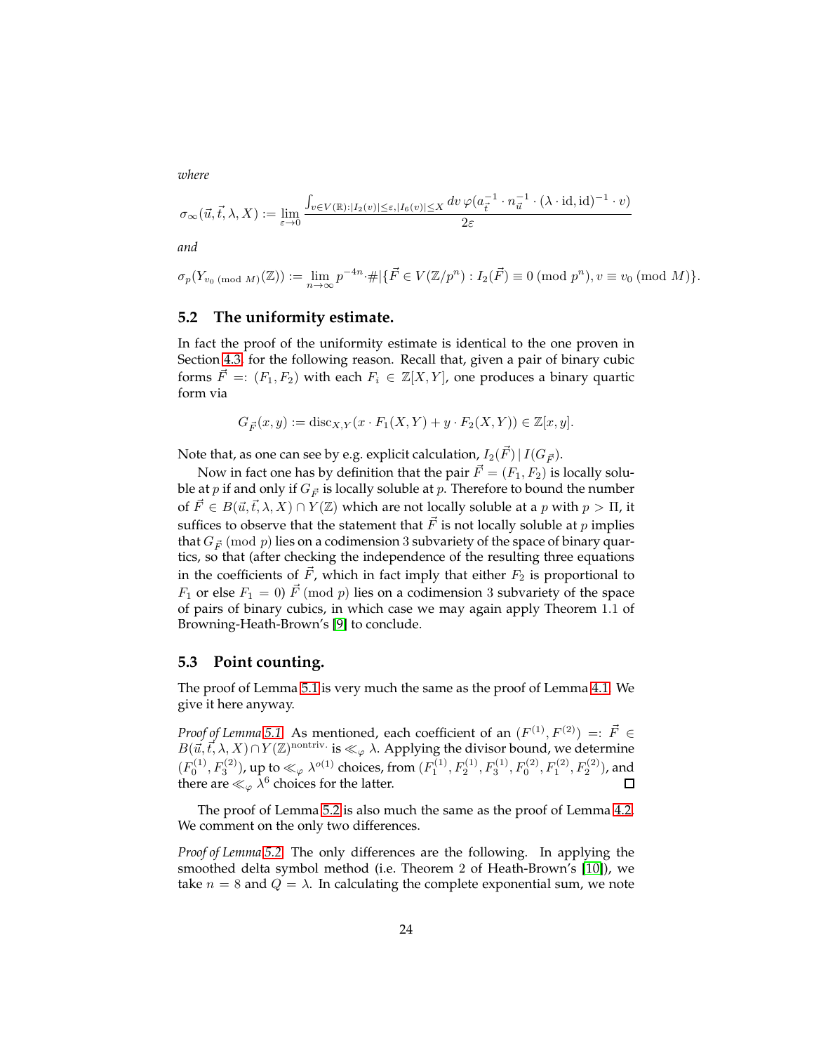*where*

$$\sigma_\infty(\vec{u}, \vec{t}, \lambda, X) := \lim_{\varepsilon \to 0} \frac{\int_{v \in V(\mathbb{R}) : |I_2(v)| \le \varepsilon, |I_6(v)| \le X} dv\, \varphi(a_{\vec{t}}^{-1} \cdot n_{\vec{u}}^{-1} \cdot (\lambda \cdot \mathrm{id}, \mathrm{id})^{-1} \cdot v)}{2\varepsilon}$$

*and*

$$\sigma_p(Y_{v_0 \ (\mathrm{mod}\ M)}(\mathbb{Z})) := \lim_{n \to \infty} p^{-4n} \cdot \#|\{\vec{F} \in V(\mathbb{Z}/p^n) : I_2(\vec{F}) \equiv 0 \ (\mathrm{mod}\ p^n), v \equiv v_0 \ (\mathrm{mod}\ M)\}.$$

### 5.2 The uniformity estimate.

In fact the proof of the uniformity estimate is identical to the one proven in Section 4.3 for the following reason. Recall that, given a pair of binary cubic forms $\vec{F} =: (F_1, F_2)$ with each $F_i \in \mathbb{Z}[X, Y]$, one produces a binary quartic form via

$$G_{\vec{F}}(x, y) := \mathrm{disc}_{X,Y}(x \cdot F_1(X, Y) + y \cdot F_2(X, Y)) \in \mathbb{Z}[x, y].$$

Note that, as one can see by e.g. explicit calculation, $I_2(\vec{F}) \mid I(G_{\vec{F}})$.

Now in fact one has by definition that the pair $\vec{F} = (F_1, F_2)$ is locally soluble at $p$ if and only if $G_{\vec{F}}$ is locally soluble at $p$. Therefore to bound the number of $\vec{F} \in B(\vec{u}, \vec{t}, \lambda, X) \cap Y(\mathbb{Z})$ which are not locally soluble at a $p$ with $p > \Pi$, it suffices to observe that the statement that $\vec{F}$ is not locally soluble at $p$ implies that $G_{\vec{F}} \ (\mathrm{mod}\ p)$ lies on a codimension 3 subvariety of the space of binary quartics, so that (after checking the independence of the resulting three equations in the coefficients of $\vec{F}$, which in fact imply that either $F_2$ is proportional to $F_1$ or else $F_1 = 0$) $\vec{F} \ (\mathrm{mod}\ p)$ lies on a codimension 3 subvariety of the space of pairs of binary cubics, in which case we may again apply Theorem 1.1 of Browning-Heath-Brown's [9] to conclude.

### 5.3 Point counting.

The proof of Lemma 5.1 is very much the same as the proof of Lemma 4.1. We give it here anyway.

*Proof of Lemma 5.1.* As mentioned, each coefficient of an $(F^{(1)}, F^{(2)}) =: \vec{F} \in B(\vec{u}, \vec{t}, \lambda, X) \cap Y(\mathbb{Z})^{\mathrm{nontriv.}}$ is $\ll_\varphi \lambda$. Applying the divisor bound, we determine $(F_0^{(1)}, F_3^{(2)})$, up to $\ll_\varphi \lambda^{o(1)}$ choices, from $(F_1^{(1)}, F_2^{(1)}, F_3^{(1)}, F_0^{(2)}, F_1^{(2)}, F_2^{(2)})$, and there are $\ll_\varphi \lambda^6$ choices for the latter. ∎

The proof of Lemma 5.2 is also much the same as the proof of Lemma 4.2. We comment on the only two differences.

*Proof of Lemma 5.2.* The only differences are the following. In applying the smoothed delta symbol method (i.e. Theorem 2 of Heath-Brown's [10]), we take $n = 8$ and $Q = \lambda$. In calculating the complete exponential sum, we note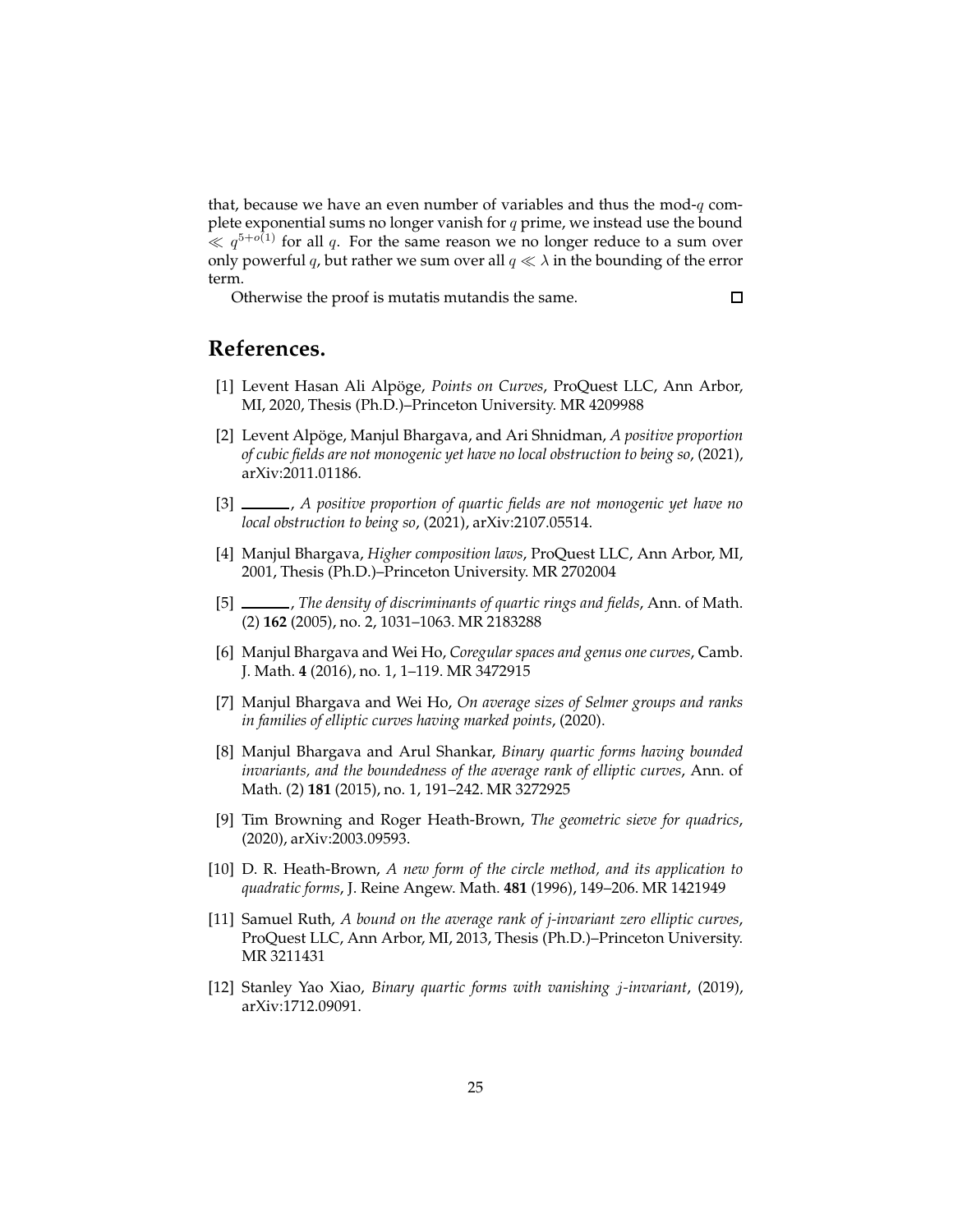that, because we have an even number of variables and thus the mod-$q$ complete exponential sums no longer vanish for $q$ prime, we instead use the bound $\ll q^{5+o(1)}$ for all $q$. For the same reason we no longer reduce to a sum over only powerful $q$, but rather we sum over all $q \ll \lambda$ in the bounding of the error term.

Otherwise the proof is mutatis mutandis the same. □

## References.

[1] Levent Hasan Ali Alpöge, *Points on Curves*, ProQuest LLC, Ann Arbor, MI, 2020, Thesis (Ph.D.)–Princeton University. MR 4209988

[2] Levent Alpöge, Manjul Bhargava, and Ari Shnidman, *A positive proportion of cubic fields are not monogenic yet have no local obstruction to being so*, (2021), arXiv:2011.01186.

[3] ———, *A positive proportion of quartic fields are not monogenic yet have no local obstruction to being so*, (2021), arXiv:2107.05514.

[4] Manjul Bhargava, *Higher composition laws*, ProQuest LLC, Ann Arbor, MI, 2001, Thesis (Ph.D.)–Princeton University. MR 2702004

[5] ———, *The density of discriminants of quartic rings and fields*, Ann. of Math. (2) **162** (2005), no. 2, 1031–1063. MR 2183288

[6] Manjul Bhargava and Wei Ho, *Coregular spaces and genus one curves*, Camb. J. Math. **4** (2016), no. 1, 1–119. MR 3472915

[7] Manjul Bhargava and Wei Ho, *On average sizes of Selmer groups and ranks in families of elliptic curves having marked points*, (2020).

[8] Manjul Bhargava and Arul Shankar, *Binary quartic forms having bounded invariants, and the boundedness of the average rank of elliptic curves*, Ann. of Math. (2) **181** (2015), no. 1, 191–242. MR 3272925

[9] Tim Browning and Roger Heath-Brown, *The geometric sieve for quadrics*, (2020), arXiv:2003.09593.

[10] D. R. Heath-Brown, *A new form of the circle method, and its application to quadratic forms*, J. Reine Angew. Math. **481** (1996), 149–206. MR 1421949

[11] Samuel Ruth, *A bound on the average rank of j-invariant zero elliptic curves*, ProQuest LLC, Ann Arbor, MI, 2013, Thesis (Ph.D.)–Princeton University. MR 3211431

[12] Stanley Yao Xiao, *Binary quartic forms with vanishing $j$-invariant*, (2019), arXiv:1712.09091.